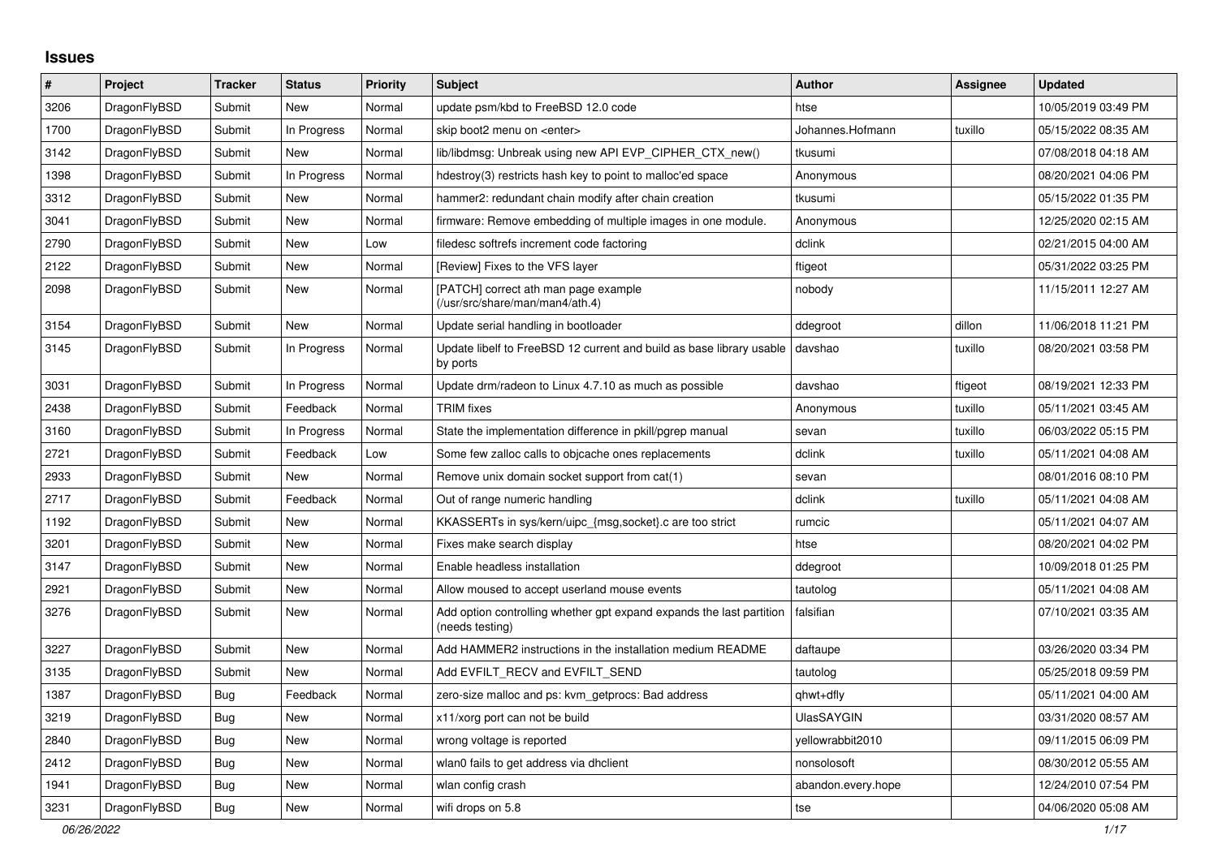# Issues

| # | Project | Tracker | Status | Priority | Subject | Author | Assignee | Updated |
|---|---|---|---|---|---|---|---|---|
| 3206 | DragonFlyBSD | Submit | New | Normal | update psm/kbd to FreeBSD 12.0 code | htse | | 10/05/2019 03:49 PM |
| 1700 | DragonFlyBSD | Submit | In Progress | Normal | skip boot2 menu on <enter> | Johannes.Hofmann | tuxillo | 05/15/2022 08:35 AM |
| 3142 | DragonFlyBSD | Submit | New | Normal | lib/libdmsg: Unbreak using new API EVP_CIPHER_CTX_new() | tkusumi | | 07/08/2018 04:18 AM |
| 1398 | DragonFlyBSD | Submit | In Progress | Normal | hdestroy(3) restricts hash key to point to malloc'ed space | Anonymous | | 08/20/2021 04:06 PM |
| 3312 | DragonFlyBSD | Submit | New | Normal | hammer2: redundant chain modify after chain creation | tkusumi | | 05/15/2022 01:35 PM |
| 3041 | DragonFlyBSD | Submit | New | Normal | firmware: Remove embedding of multiple images in one module. | Anonymous | | 12/25/2020 02:15 AM |
| 2790 | DragonFlyBSD | Submit | New | Low | filedesc softrefs increment code factoring | dclink | | 02/21/2015 04:00 AM |
| 2122 | DragonFlyBSD | Submit | New | Normal | [Review] Fixes to the VFS layer | ftigeot | | 05/31/2022 03:25 PM |
| 2098 | DragonFlyBSD | Submit | New | Normal | [PATCH] correct ath man page example (/usr/src/share/man/man4/ath.4) | nobody | | 11/15/2011 12:27 AM |
| 3154 | DragonFlyBSD | Submit | New | Normal | Update serial handling in bootloader | ddegroot | dillon | 11/06/2018 11:21 PM |
| 3145 | DragonFlyBSD | Submit | In Progress | Normal | Update libelf to FreeBSD 12 current and build as base library usable by ports | davshao | tuxillo | 08/20/2021 03:58 PM |
| 3031 | DragonFlyBSD | Submit | In Progress | Normal | Update drm/radeon to Linux 4.7.10 as much as possible | davshao | ftigeot | 08/19/2021 12:33 PM |
| 2438 | DragonFlyBSD | Submit | Feedback | Normal | TRIM fixes | Anonymous | tuxillo | 05/11/2021 03:45 AM |
| 3160 | DragonFlyBSD | Submit | In Progress | Normal | State the implementation difference in pkill/pgrep manual | sevan | tuxillo | 06/03/2022 05:15 PM |
| 2721 | DragonFlyBSD | Submit | Feedback | Low | Some few zalloc calls to objcache ones replacements | dclink | tuxillo | 05/11/2021 04:08 AM |
| 2933 | DragonFlyBSD | Submit | New | Normal | Remove unix domain socket support from cat(1) | sevan | | 08/01/2016 08:10 PM |
| 2717 | DragonFlyBSD | Submit | Feedback | Normal | Out of range numeric handling | dclink | tuxillo | 05/11/2021 04:08 AM |
| 1192 | DragonFlyBSD | Submit | New | Normal | KKASSERTs in sys/kern/uipc_{msg,socket}.c are too strict | rumcic | | 05/11/2021 04:07 AM |
| 3201 | DragonFlyBSD | Submit | New | Normal | Fixes make search display | htse | | 08/20/2021 04:02 PM |
| 3147 | DragonFlyBSD | Submit | New | Normal | Enable headless installation | ddegroot | | 10/09/2018 01:25 PM |
| 2921 | DragonFlyBSD | Submit | New | Normal | Allow moused to accept userland mouse events | tautolog | | 05/11/2021 04:08 AM |
| 3276 | DragonFlyBSD | Submit | New | Normal | Add option controlling whether gpt expand expands the last partition (needs testing) | falsifian | | 07/10/2021 03:35 AM |
| 3227 | DragonFlyBSD | Submit | New | Normal | Add HAMMER2 instructions in the installation medium README | daftaupe | | 03/26/2020 03:34 PM |
| 3135 | DragonFlyBSD | Submit | New | Normal | Add EVFILT_RECV and EVFILT_SEND | tautolog | | 05/25/2018 09:59 PM |
| 1387 | DragonFlyBSD | Bug | Feedback | Normal | zero-size malloc and ps: kvm_getprocs: Bad address | qhwt+dfly | | 05/11/2021 04:00 AM |
| 3219 | DragonFlyBSD | Bug | New | Normal | x11/xorg port can not be build | UlasSAYGIN | | 03/31/2020 08:57 AM |
| 2840 | DragonFlyBSD | Bug | New | Normal | wrong voltage is reported | yellowrabbit2010 | | 09/11/2015 06:09 PM |
| 2412 | DragonFlyBSD | Bug | New | Normal | wlan0 fails to get address via dhclient | nonsolosoft | | 08/30/2012 05:55 AM |
| 1941 | DragonFlyBSD | Bug | New | Normal | wlan config crash | abandon.every.hope | | 12/24/2010 07:54 PM |
| 3231 | DragonFlyBSD | Bug | New | Normal | wifi drops on 5.8 | tse | | 04/06/2020 05:08 AM |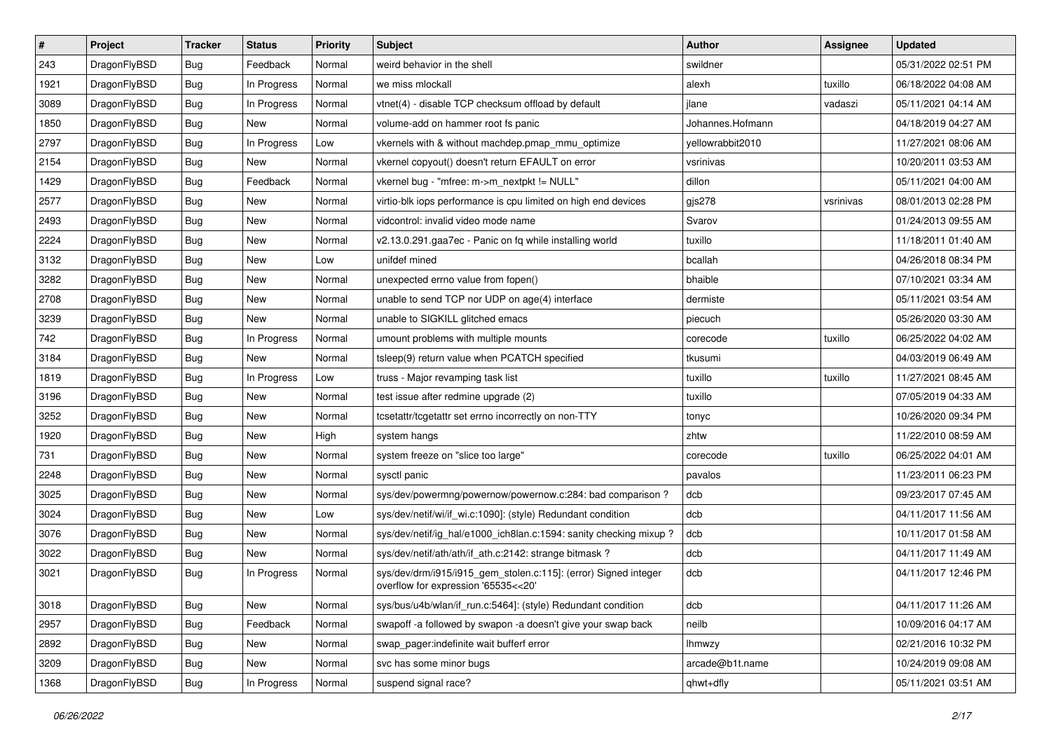| # | Project | Tracker | Status | Priority | Subject | Author | Assignee | Updated |
|---|---|---|---|---|---|---|---|---|
| 243 | DragonFlyBSD | Bug | Feedback | Normal | weird behavior in the shell | swildner | | 05/31/2022 02:51 PM |
| 1921 | DragonFlyBSD | Bug | In Progress | Normal | we miss mlockall | alexh | tuxillo | 06/18/2022 04:08 AM |
| 3089 | DragonFlyBSD | Bug | In Progress | Normal | vtnet(4) - disable TCP checksum offload by default | jlane | vadaszi | 05/11/2021 04:14 AM |
| 1850 | DragonFlyBSD | Bug | New | Normal | volume-add on hammer root fs panic | Johannes.Hofmann | | 04/18/2019 04:27 AM |
| 2797 | DragonFlyBSD | Bug | In Progress | Low | vkernels with & without machdep.pmap_mmu_optimize | yellowrabbit2010 | | 11/27/2021 08:06 AM |
| 2154 | DragonFlyBSD | Bug | New | Normal | vkernel copyout() doesn't return EFAULT on error | vsrinivas | | 10/20/2011 03:53 AM |
| 1429 | DragonFlyBSD | Bug | Feedback | Normal | vkernel bug - "mfree: m->m_nextpkt != NULL" | dillon | | 05/11/2021 04:00 AM |
| 2577 | DragonFlyBSD | Bug | New | Normal | virtio-blk iops performance is cpu limited on high end devices | gjs278 | vsrinivas | 08/01/2013 02:28 PM |
| 2493 | DragonFlyBSD | Bug | New | Normal | vidcontrol: invalid video mode name | Svarov | | 01/24/2013 09:55 AM |
| 2224 | DragonFlyBSD | Bug | New | Normal | v2.13.0.291.gaa7ec - Panic on fq while installing world | tuxillo | | 11/18/2011 01:40 AM |
| 3132 | DragonFlyBSD | Bug | New | Low | unifdef mined | bcallah | | 04/26/2018 08:34 PM |
| 3282 | DragonFlyBSD | Bug | New | Normal | unexpected errno value from fopen() | bhaible | | 07/10/2021 03:34 AM |
| 2708 | DragonFlyBSD | Bug | New | Normal | unable to send TCP nor UDP on age(4) interface | dermiste | | 05/11/2021 03:54 AM |
| 3239 | DragonFlyBSD | Bug | New | Normal | unable to SIGKILL glitched emacs | piecuch | | 05/26/2020 03:30 AM |
| 742 | DragonFlyBSD | Bug | In Progress | Normal | umount problems with multiple mounts | corecode | tuxillo | 06/25/2022 04:02 AM |
| 3184 | DragonFlyBSD | Bug | New | Normal | tsleep(9) return value when PCATCH specified | tkusumi | | 04/03/2019 06:49 AM |
| 1819 | DragonFlyBSD | Bug | In Progress | Low | truss - Major revamping task list | tuxillo | tuxillo | 11/27/2021 08:45 AM |
| 3196 | DragonFlyBSD | Bug | New | Normal | test issue after redmine upgrade (2) | tuxillo | | 07/05/2019 04:33 AM |
| 3252 | DragonFlyBSD | Bug | New | Normal | tcsetattr/tcgetattr set errno incorrectly on non-TTY | tonyc | | 10/26/2020 09:34 PM |
| 1920 | DragonFlyBSD | Bug | New | High | system hangs | zhtw | | 11/22/2010 08:59 AM |
| 731 | DragonFlyBSD | Bug | New | Normal | system freeze on "slice too large" | corecode | tuxillo | 06/25/2022 04:01 AM |
| 2248 | DragonFlyBSD | Bug | New | Normal | sysctl panic | pavalos | | 11/23/2011 06:23 PM |
| 3025 | DragonFlyBSD | Bug | New | Normal | sys/dev/powermng/powernow/powernow.c:284: bad comparison ? | dcb | | 09/23/2017 07:45 AM |
| 3024 | DragonFlyBSD | Bug | New | Low | sys/dev/netif/wi/if_wi.c:1090]: (style) Redundant condition | dcb | | 04/11/2017 11:56 AM |
| 3076 | DragonFlyBSD | Bug | New | Normal | sys/dev/netif/ig_hal/e1000_ich8lan.c:1594: sanity checking mixup ? | dcb | | 10/11/2017 01:58 AM |
| 3022 | DragonFlyBSD | Bug | New | Normal | sys/dev/netif/ath/ath/if_ath.c:2142: strange bitmask ? | dcb | | 04/11/2017 11:49 AM |
| 3021 | DragonFlyBSD | Bug | In Progress | Normal | sys/dev/drm/i915/i915_gem_stolen.c:115]: (error) Signed integer overflow for expression '65535<<20' | dcb | | 04/11/2017 12:46 PM |
| 3018 | DragonFlyBSD | Bug | New | Normal | sys/bus/u4b/wlan/if_run.c:5464]: (style) Redundant condition | dcb | | 04/11/2017 11:26 AM |
| 2957 | DragonFlyBSD | Bug | Feedback | Normal | swapoff -a followed by swapon -a doesn't give your swap back | neilb | | 10/09/2016 04:17 AM |
| 2892 | DragonFlyBSD | Bug | New | Normal | swap_pager:indefinite wait bufferf error | lhmwzy | | 02/21/2016 10:32 PM |
| 3209 | DragonFlyBSD | Bug | New | Normal | svc has some minor bugs | arcade@b1t.name | | 10/24/2019 09:08 AM |
| 1368 | DragonFlyBSD | Bug | In Progress | Normal | suspend signal race? | qhwt+dfly | | 05/11/2021 03:51 AM |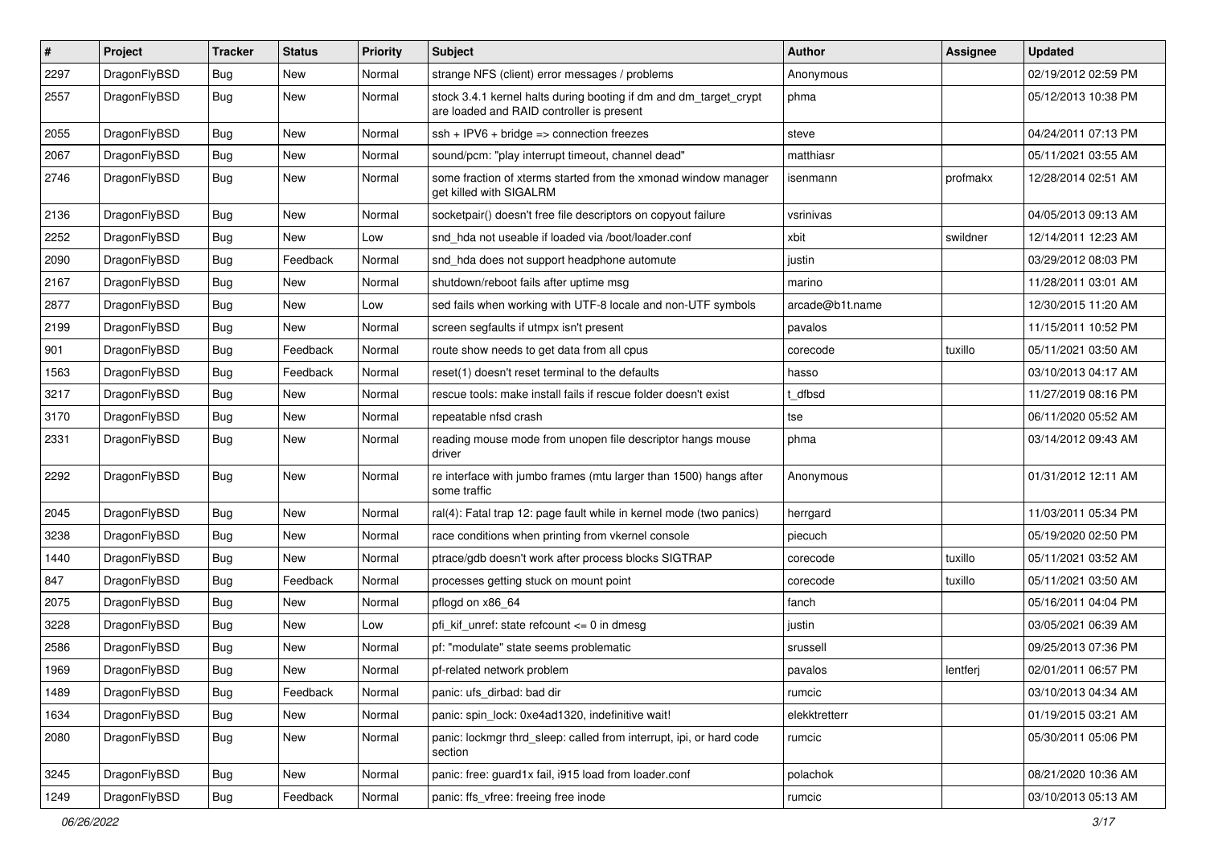| # | Project | Tracker | Status | Priority | Subject | Author | Assignee | Updated |
|---|---|---|---|---|---|---|---|---|
| 2297 | DragonFlyBSD | Bug | New | Normal | strange NFS (client) error messages / problems | Anonymous | | 02/19/2012 02:59 PM |
| 2557 | DragonFlyBSD | Bug | New | Normal | stock 3.4.1 kernel halts during booting if dm and dm_target_crypt are loaded and RAID controller is present | phma | | 05/12/2013 10:38 PM |
| 2055 | DragonFlyBSD | Bug | New | Normal | ssh + IPV6 + bridge => connection freezes | steve | | 04/24/2011 07:13 PM |
| 2067 | DragonFlyBSD | Bug | New | Normal | sound/pcm: "play interrupt timeout, channel dead" | matthiasr | | 05/11/2021 03:55 AM |
| 2746 | DragonFlyBSD | Bug | New | Normal | some fraction of xterms started from the xmonad window manager get killed with SIGALRM | isenmann | profmakx | 12/28/2014 02:51 AM |
| 2136 | DragonFlyBSD | Bug | New | Normal | socketpair() doesn't free file descriptors on copyout failure | vsrinivas | | 04/05/2013 09:13 AM |
| 2252 | DragonFlyBSD | Bug | New | Low | snd_hda not useable if loaded via /boot/loader.conf | xbit | swildner | 12/14/2011 12:23 AM |
| 2090 | DragonFlyBSD | Bug | Feedback | Normal | snd_hda does not support headphone automute | justin | | 03/29/2012 08:03 PM |
| 2167 | DragonFlyBSD | Bug | New | Normal | shutdown/reboot fails after uptime msg | marino | | 11/28/2011 03:01 AM |
| 2877 | DragonFlyBSD | Bug | New | Low | sed fails when working with UTF-8 locale and non-UTF symbols | arcade@b1t.name | | 12/30/2015 11:20 AM |
| 2199 | DragonFlyBSD | Bug | New | Normal | screen segfaults if utmpx isn't present | pavalos | | 11/15/2011 10:52 PM |
| 901 | DragonFlyBSD | Bug | Feedback | Normal | route show needs to get data from all cpus | corecode | tuxillo | 05/11/2021 03:50 AM |
| 1563 | DragonFlyBSD | Bug | Feedback | Normal | reset(1) doesn't reset terminal to the defaults | hasso | | 03/10/2013 04:17 AM |
| 3217 | DragonFlyBSD | Bug | New | Normal | rescue tools: make install fails if rescue folder doesn't exist | t_dfbsd | | 11/27/2019 08:16 PM |
| 3170 | DragonFlyBSD | Bug | New | Normal | repeatable nfsd crash | tse | | 06/11/2020 05:52 AM |
| 2331 | DragonFlyBSD | Bug | New | Normal | reading mouse mode from unopen file descriptor hangs mouse driver | phma | | 03/14/2012 09:43 AM |
| 2292 | DragonFlyBSD | Bug | New | Normal | re interface with jumbo frames (mtu larger than 1500) hangs after some traffic | Anonymous | | 01/31/2012 12:11 AM |
| 2045 | DragonFlyBSD | Bug | New | Normal | ral(4): Fatal trap 12: page fault while in kernel mode (two panics) | herrgard | | 11/03/2011 05:34 PM |
| 3238 | DragonFlyBSD | Bug | New | Normal | race conditions when printing from vkernel console | piecuch | | 05/19/2020 02:50 PM |
| 1440 | DragonFlyBSD | Bug | New | Normal | ptrace/gdb doesn't work after process blocks SIGTRAP | corecode | tuxillo | 05/11/2021 03:52 AM |
| 847 | DragonFlyBSD | Bug | Feedback | Normal | processes getting stuck on mount point | corecode | tuxillo | 05/11/2021 03:50 AM |
| 2075 | DragonFlyBSD | Bug | New | Normal | pflogd on x86_64 | fanch | | 05/16/2011 04:04 PM |
| 3228 | DragonFlyBSD | Bug | New | Low | pfi_kif_unref: state refcount <= 0 in dmesg | justin | | 03/05/2021 06:39 AM |
| 2586 | DragonFlyBSD | Bug | New | Normal | pf: "modulate" state seems problematic | srussell | | 09/25/2013 07:36 PM |
| 1969 | DragonFlyBSD | Bug | New | Normal | pf-related network problem | pavalos | lentferj | 02/01/2011 06:57 PM |
| 1489 | DragonFlyBSD | Bug | Feedback | Normal | panic: ufs_dirbad: bad dir | rumcic | | 03/10/2013 04:34 AM |
| 1634 | DragonFlyBSD | Bug | New | Normal | panic: spin_lock: 0xe4ad1320, indefinitive wait! | elekktretterr | | 01/19/2015 03:21 AM |
| 2080 | DragonFlyBSD | Bug | New | Normal | panic: lockmgr thrd_sleep: called from interrupt, ipi, or hard code section | rumcic | | 05/30/2011 05:06 PM |
| 3245 | DragonFlyBSD | Bug | New | Normal | panic: free: guard1x fail, i915 load from loader.conf | polachok | | 08/21/2020 10:36 AM |
| 1249 | DragonFlyBSD | Bug | Feedback | Normal | panic: ffs_vfree: freeing free inode | rumcic | | 03/10/2013 05:13 AM |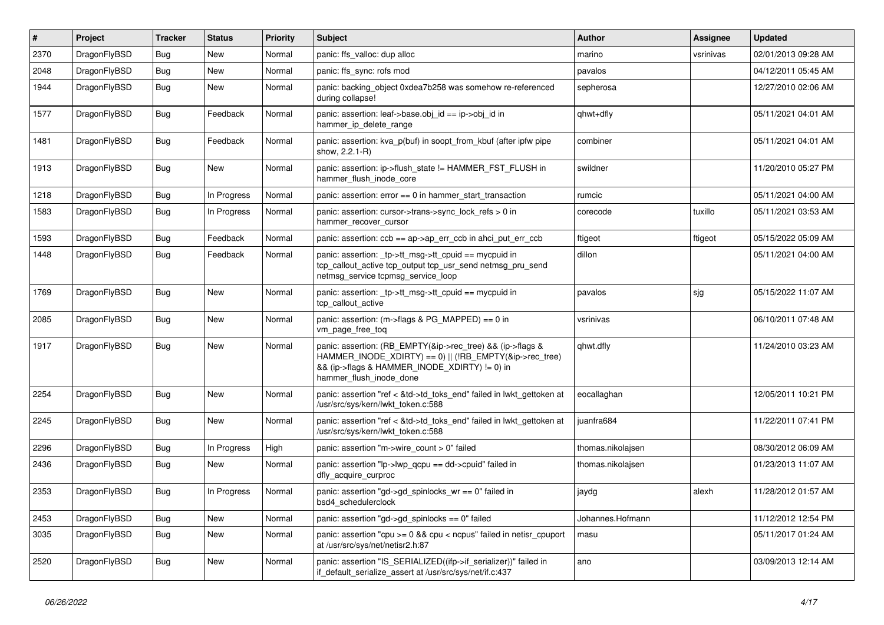| # | Project | Tracker | Status | Priority | Subject | Author | Assignee | Updated |
|---|---|---|---|---|---|---|---|---|
| 2370 | DragonFlyBSD | Bug | New | Normal | panic: ffs_valloc: dup alloc | marino | vsrinivas | 02/01/2013 09:28 AM |
| 2048 | DragonFlyBSD | Bug | New | Normal | panic: ffs_sync: rofs mod | pavalos | | 04/12/2011 05:45 AM |
| 1944 | DragonFlyBSD | Bug | New | Normal | panic: backing_object 0xdea7b258 was somehow re-referenced during collapse! | sepherosa | | 12/27/2010 02:06 AM |
| 1577 | DragonFlyBSD | Bug | Feedback | Normal | panic: assertion: leaf->base.obj_id == ip->obj_id in hammer_ip_delete_range | qhwt+dfly | | 05/11/2021 04:01 AM |
| 1481 | DragonFlyBSD | Bug | Feedback | Normal | panic: assertion: kva_p(buf) in soopt_from_kbuf (after ipfw pipe show, 2.2.1-R) | combiner | | 05/11/2021 04:01 AM |
| 1913 | DragonFlyBSD | Bug | New | Normal | panic: assertion: ip->flush_state != HAMMER_FST_FLUSH in hammer_flush_inode_core | swildner | | 11/20/2010 05:27 PM |
| 1218 | DragonFlyBSD | Bug | In Progress | Normal | panic: assertion: error == 0 in hammer_start_transaction | rumcic | | 05/11/2021 04:00 AM |
| 1583 | DragonFlyBSD | Bug | In Progress | Normal | panic: assertion: cursor->trans->sync_lock_refs > 0 in hammer_recover_cursor | corecode | tuxillo | 05/11/2021 03:53 AM |
| 1593 | DragonFlyBSD | Bug | Feedback | Normal | panic: assertion: ccb == ap->ap_err_ccb in ahci_put_err_ccb | ftigeot | ftigeot | 05/15/2022 05:09 AM |
| 1448 | DragonFlyBSD | Bug | Feedback | Normal | panic: assertion: _tp->tt_msg->tt_cpuid == mycpuid in tcp_callout_active tcp_output tcp_usr_send netmsg_pru_send netmsg_service tcpmsg_service_loop | dillon | | 05/11/2021 04:00 AM |
| 1769 | DragonFlyBSD | Bug | New | Normal | panic: assertion: _tp->tt_msg->tt_cpuid == mycpuid in tcp_callout_active | pavalos | sjg | 05/15/2022 11:07 AM |
| 2085 | DragonFlyBSD | Bug | New | Normal | panic: assertion: (m->flags & PG_MAPPED) == 0 in vm_page_free_toq | vsrinivas | | 06/10/2011 07:48 AM |
| 1917 | DragonFlyBSD | Bug | New | Normal | panic: assertion: (RB_EMPTY(&ip->rec_tree) && (ip->flags & HAMMER_INODE_XDIRTY) == 0) \|\| (!RB_EMPTY(&ip->rec_tree) && (ip->flags & HAMMER_INODE_XDIRTY) != 0) in hammer_flush_inode_done | qhwt.dfly | | 11/24/2010 03:23 AM |
| 2254 | DragonFlyBSD | Bug | New | Normal | panic: assertion "ref < &td->td_toks_end" failed in lwkt_gettoken at /usr/src/sys/kern/lwkt_token.c:588 | eocallaghan | | 12/05/2011 10:21 PM |
| 2245 | DragonFlyBSD | Bug | New | Normal | panic: assertion "ref < &td->td_toks_end" failed in lwkt_gettoken at /usr/src/sys/kern/lwkt_token.c:588 | juanfra684 | | 11/22/2011 07:41 PM |
| 2296 | DragonFlyBSD | Bug | In Progress | High | panic: assertion "m->wire_count > 0" failed | thomas.nikolajsen | | 08/30/2012 06:09 AM |
| 2436 | DragonFlyBSD | Bug | New | Normal | panic: assertion "lp->lwp_qcpu == dd->cpuid" failed in dfly_acquire_curproc | thomas.nikolajsen | | 01/23/2013 11:07 AM |
| 2353 | DragonFlyBSD | Bug | In Progress | Normal | panic: assertion "gd->gd_spinlocks_wr == 0" failed in bsd4_schedulerclock | jaydg | alexh | 11/28/2012 01:57 AM |
| 2453 | DragonFlyBSD | Bug | New | Normal | panic: assertion "gd->gd_spinlocks == 0" failed | Johannes.Hofmann | | 11/12/2012 12:54 PM |
| 3035 | DragonFlyBSD | Bug | New | Normal | panic: assertion "cpu >= 0 && cpu < ncpus" failed in netisr_cpuport at /usr/src/sys/net/netisr2.h:87 | masu | | 05/11/2017 01:24 AM |
| 2520 | DragonFlyBSD | Bug | New | Normal | panic: assertion "IS_SERIALIZED((ifp->if_serializer))" failed in if_default_serialize_assert at /usr/src/sys/net/if.c:437 | ano | | 03/09/2013 12:14 AM |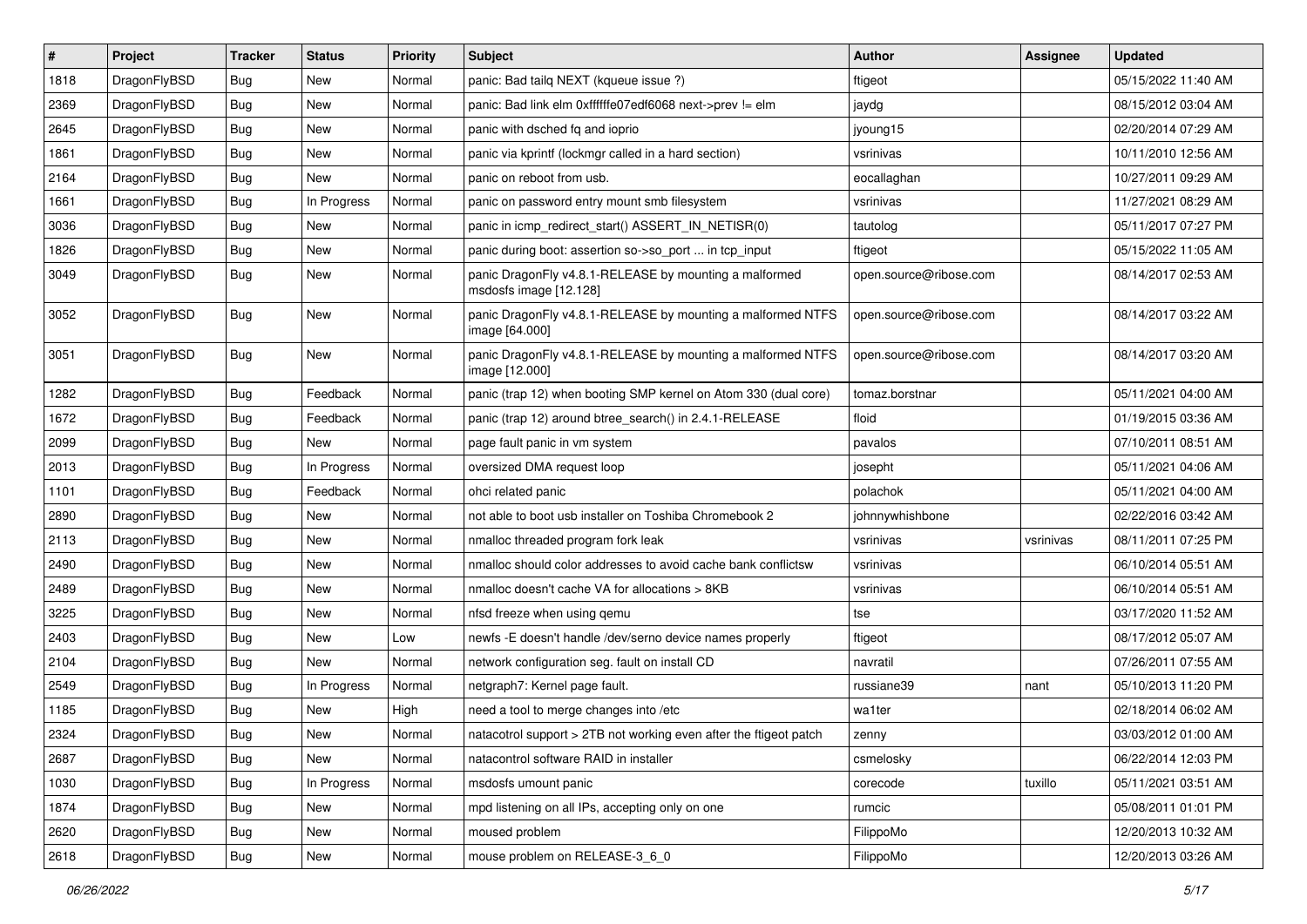| # | Project | Tracker | Status | Priority | Subject | Author | Assignee | Updated |
| --- | --- | --- | --- | --- | --- | --- | --- | --- |
| 1818 | DragonFlyBSD | Bug | New | Normal | panic: Bad tailq NEXT (kqueue issue ?) | ftigeot | | 05/15/2022 11:40 AM |
| 2369 | DragonFlyBSD | Bug | New | Normal | panic: Bad link elm 0xffffffe07edf6068 next->prev != elm | jaydg | | 08/15/2012 03:04 AM |
| 2645 | DragonFlyBSD | Bug | New | Normal | panic with dsched fq and ioprio | jyoung15 | | 02/20/2014 07:29 AM |
| 1861 | DragonFlyBSD | Bug | New | Normal | panic via kprintf (lockmgr called in a hard section) | vsrinivas | | 10/11/2010 12:56 AM |
| 2164 | DragonFlyBSD | Bug | New | Normal | panic on reboot from usb. | eocallaghan | | 10/27/2011 09:29 AM |
| 1661 | DragonFlyBSD | Bug | In Progress | Normal | panic on password entry mount smb filesystem | vsrinivas | | 11/27/2021 08:29 AM |
| 3036 | DragonFlyBSD | Bug | New | Normal | panic in icmp_redirect_start() ASSERT_IN_NETISR(0) | tautolog | | 05/11/2017 07:27 PM |
| 1826 | DragonFlyBSD | Bug | New | Normal | panic during boot: assertion so->so_port ... in tcp_input | ftigeot | | 05/15/2022 11:05 AM |
| 3049 | DragonFlyBSD | Bug | New | Normal | panic DragonFly v4.8.1-RELEASE by mounting a malformed msdosfs image [12.128] | open.source@ribose.com | | 08/14/2017 02:53 AM |
| 3052 | DragonFlyBSD | Bug | New | Normal | panic DragonFly v4.8.1-RELEASE by mounting a malformed NTFS image [64.000] | open.source@ribose.com | | 08/14/2017 03:22 AM |
| 3051 | DragonFlyBSD | Bug | New | Normal | panic DragonFly v4.8.1-RELEASE by mounting a malformed NTFS image [12.000] | open.source@ribose.com | | 08/14/2017 03:20 AM |
| 1282 | DragonFlyBSD | Bug | Feedback | Normal | panic (trap 12) when booting SMP kernel on Atom 330 (dual core) | tomaz.borstnar | | 05/11/2021 04:00 AM |
| 1672 | DragonFlyBSD | Bug | Feedback | Normal | panic (trap 12) around btree_search() in 2.4.1-RELEASE | floid | | 01/19/2015 03:36 AM |
| 2099 | DragonFlyBSD | Bug | New | Normal | page fault panic in vm system | pavalos | | 07/10/2011 08:51 AM |
| 2013 | DragonFlyBSD | Bug | In Progress | Normal | oversized DMA request loop | josepht | | 05/11/2021 04:06 AM |
| 1101 | DragonFlyBSD | Bug | Feedback | Normal | ohci related panic | polachok | | 05/11/2021 04:00 AM |
| 2890 | DragonFlyBSD | Bug | New | Normal | not able to boot usb installer on Toshiba Chromebook 2 | johnnywhishbone | | 02/22/2016 03:42 AM |
| 2113 | DragonFlyBSD | Bug | New | Normal | nmalloc threaded program fork leak | vsrinivas | vsrinivas | 08/11/2011 07:25 PM |
| 2490 | DragonFlyBSD | Bug | New | Normal | nmalloc should color addresses to avoid cache bank conflictsw | vsrinivas | | 06/10/2014 05:51 AM |
| 2489 | DragonFlyBSD | Bug | New | Normal | nmalloc doesn't cache VA for allocations > 8KB | vsrinivas | | 06/10/2014 05:51 AM |
| 3225 | DragonFlyBSD | Bug | New | Normal | nfsd freeze when using qemu | tse | | 03/17/2020 11:52 AM |
| 2403 | DragonFlyBSD | Bug | New | Low | newfs -E doesn't handle /dev/serno device names properly | ftigeot | | 08/17/2012 05:07 AM |
| 2104 | DragonFlyBSD | Bug | New | Normal | network configuration seg. fault on install CD | navratil | | 07/26/2011 07:55 AM |
| 2549 | DragonFlyBSD | Bug | In Progress | Normal | netgraph7: Kernel page fault. | russiane39 | nant | 05/10/2013 11:20 PM |
| 1185 | DragonFlyBSD | Bug | New | High | need a tool to merge changes into /etc | wa1ter | | 02/18/2014 06:02 AM |
| 2324 | DragonFlyBSD | Bug | New | Normal | natacotrol support > 2TB not working even after the ftigeot patch | zenny | | 03/03/2012 01:00 AM |
| 2687 | DragonFlyBSD | Bug | New | Normal | natacontrol software RAID in installer | csmelosky | | 06/22/2014 12:03 PM |
| 1030 | DragonFlyBSD | Bug | In Progress | Normal | msdosfs umount panic | corecode | tuxillo | 05/11/2021 03:51 AM |
| 1874 | DragonFlyBSD | Bug | New | Normal | mpd listening on all IPs, accepting only on one | rumcic | | 05/08/2011 01:01 PM |
| 2620 | DragonFlyBSD | Bug | New | Normal | moused problem | FilippoMo | | 12/20/2013 10:32 AM |
| 2618 | DragonFlyBSD | Bug | New | Normal | mouse problem on RELEASE-3_6_0 | FilippoMo | | 12/20/2013 03:26 AM |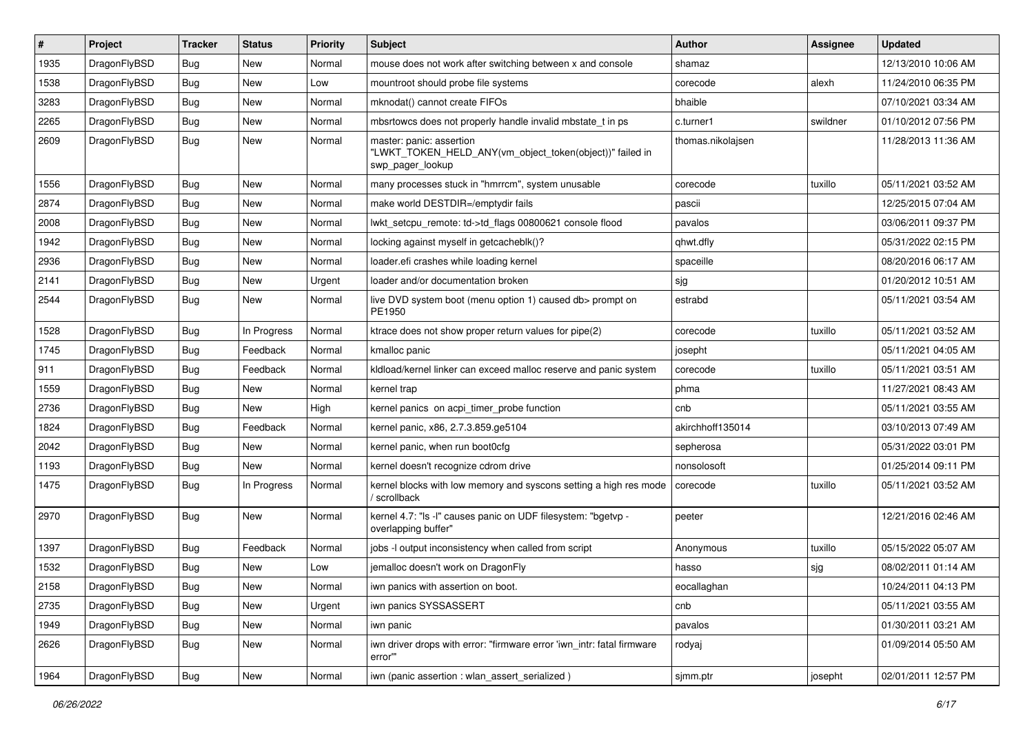| # | Project | Tracker | Status | Priority | Subject | Author | Assignee | Updated |
|---|---|---|---|---|---|---|---|---|
| 1935 | DragonFlyBSD | Bug | New | Normal | mouse does not work after switching between x and console | shamaz | | 12/13/2010 10:06 AM |
| 1538 | DragonFlyBSD | Bug | New | Low | mountroot should probe file systems | corecode | alexh | 11/24/2010 06:35 PM |
| 3283 | DragonFlyBSD | Bug | New | Normal | mknodat() cannot create FIFOs | bhaible | | 07/10/2021 03:34 AM |
| 2265 | DragonFlyBSD | Bug | New | Normal | mbsrtowcs does not properly handle invalid mbstate_t in ps | c.turner1 | swildner | 01/10/2012 07:56 PM |
| 2609 | DragonFlyBSD | Bug | New | Normal | master: panic: assertion "LWKT_TOKEN_HELD_ANY(vm_object_token(object))" failed in swp_pager_lookup | thomas.nikolajsen | | 11/28/2013 11:36 AM |
| 1556 | DragonFlyBSD | Bug | New | Normal | many processes stuck in "hmrrcm", system unusable | corecode | tuxillo | 05/11/2021 03:52 AM |
| 2874 | DragonFlyBSD | Bug | New | Normal | make world DESTDIR=/emptydir fails | pascii | | 12/25/2015 07:04 AM |
| 2008 | DragonFlyBSD | Bug | New | Normal | lwkt_setcpu_remote: td->td_flags 00800621 console flood | pavalos | | 03/06/2011 09:37 PM |
| 1942 | DragonFlyBSD | Bug | New | Normal | locking against myself in getcacheblk()? | qhwt.dfly | | 05/31/2022 02:15 PM |
| 2936 | DragonFlyBSD | Bug | New | Normal | loader.efi crashes while loading kernel | spaceille | | 08/20/2016 06:17 AM |
| 2141 | DragonFlyBSD | Bug | New | Urgent | loader and/or documentation broken | sjg | | 01/20/2012 10:51 AM |
| 2544 | DragonFlyBSD | Bug | New | Normal | live DVD system boot (menu option 1) caused db> prompt on PE1950 | estrabd | | 05/11/2021 03:54 AM |
| 1528 | DragonFlyBSD | Bug | In Progress | Normal | ktrace does not show proper return values for pipe(2) | corecode | tuxillo | 05/11/2021 03:52 AM |
| 1745 | DragonFlyBSD | Bug | Feedback | Normal | kmalloc panic | josepht | | 05/11/2021 04:05 AM |
| 911 | DragonFlyBSD | Bug | Feedback | Normal | kldload/kernel linker can exceed malloc reserve and panic system | corecode | tuxillo | 05/11/2021 03:51 AM |
| 1559 | DragonFlyBSD | Bug | New | Normal | kernel trap | phma | | 11/27/2021 08:43 AM |
| 2736 | DragonFlyBSD | Bug | New | High | kernel panics on acpi_timer_probe function | cnb | | 05/11/2021 03:55 AM |
| 1824 | DragonFlyBSD | Bug | Feedback | Normal | kernel panic, x86, 2.7.3.859.ge5104 | akirchhoff135014 | | 03/10/2013 07:49 AM |
| 2042 | DragonFlyBSD | Bug | New | Normal | kernel panic, when run boot0cfg | sepherosa | | 05/31/2022 03:01 PM |
| 1193 | DragonFlyBSD | Bug | New | Normal | kernel doesn't recognize cdrom drive | nonsolosoft | | 01/25/2014 09:11 PM |
| 1475 | DragonFlyBSD | Bug | In Progress | Normal | kernel blocks with low memory and syscons setting a high res mode / scrollback | corecode | tuxillo | 05/11/2021 03:52 AM |
| 2970 | DragonFlyBSD | Bug | New | Normal | kernel 4.7: "ls -l" causes panic on UDF filesystem: "bgetvp - overlapping buffer" | peeter | | 12/21/2016 02:46 AM |
| 1397 | DragonFlyBSD | Bug | Feedback | Normal | jobs -l output inconsistency when called from script | Anonymous | tuxillo | 05/15/2022 05:07 AM |
| 1532 | DragonFlyBSD | Bug | New | Low | jemalloc doesn't work on DragonFly | hasso | sjg | 08/02/2011 01:14 AM |
| 2158 | DragonFlyBSD | Bug | New | Normal | iwn panics with assertion on boot. | eocallaghan | | 10/24/2011 04:13 PM |
| 2735 | DragonFlyBSD | Bug | New | Urgent | iwn panics SYSSASSERT | cnb | | 05/11/2021 03:55 AM |
| 1949 | DragonFlyBSD | Bug | New | Normal | iwn panic | pavalos | | 01/30/2011 03:21 AM |
| 2626 | DragonFlyBSD | Bug | New | Normal | iwn driver drops with error: "firmware error 'iwn_intr: fatal firmware error'" | rodyaj | | 01/09/2014 05:50 AM |
| 1964 | DragonFlyBSD | Bug | New | Normal | iwn (panic assertion : wlan_assert_serialized ) | sjmm.ptr | josepht | 02/01/2011 12:57 PM |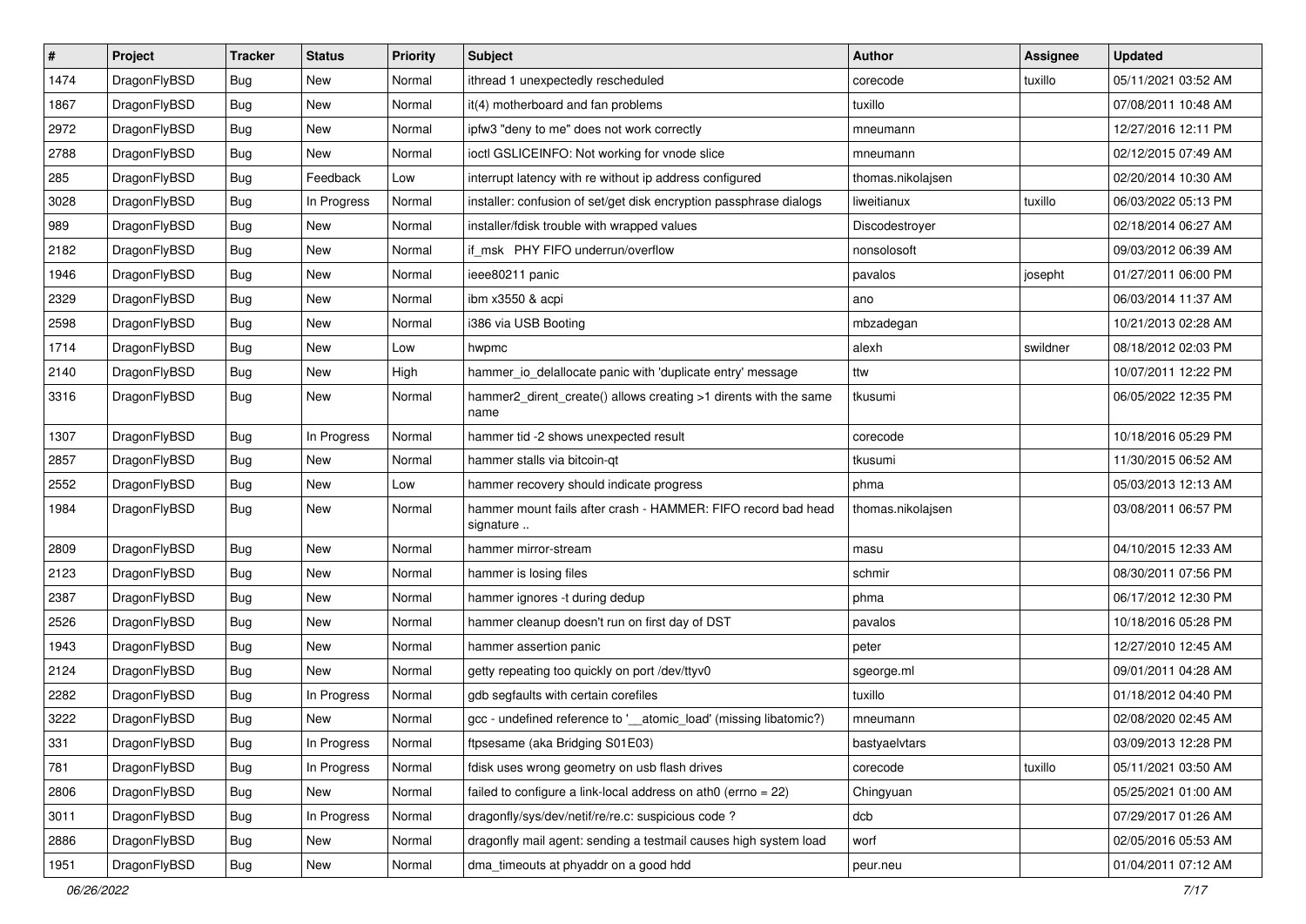| # | Project | Tracker | Status | Priority | Subject | Author | Assignee | Updated |
| --- | --- | --- | --- | --- | --- | --- | --- | --- |
| 1474 | DragonFlyBSD | Bug | New | Normal | ithread 1 unexpectedly rescheduled | corecode | tuxillo | 05/11/2021 03:52 AM |
| 1867 | DragonFlyBSD | Bug | New | Normal | it(4) motherboard and fan problems | tuxillo |  | 07/08/2011 10:48 AM |
| 2972 | DragonFlyBSD | Bug | New | Normal | ipfw3 "deny to me" does not work correctly | mneumann |  | 12/27/2016 12:11 PM |
| 2788 | DragonFlyBSD | Bug | New | Normal | ioctl GSLICEINFO: Not working for vnode slice | mneumann |  | 02/12/2015 07:49 AM |
| 285 | DragonFlyBSD | Bug | Feedback | Low | interrupt latency with re without ip address configured | thomas.nikolajsen |  | 02/20/2014 10:30 AM |
| 3028 | DragonFlyBSD | Bug | In Progress | Normal | installer: confusion of set/get disk encryption passphrase dialogs | liweitianux | tuxillo | 06/03/2022 05:13 PM |
| 989 | DragonFlyBSD | Bug | New | Normal | installer/fdisk trouble with wrapped values | Discodestroyer |  | 02/18/2014 06:27 AM |
| 2182 | DragonFlyBSD | Bug | New | Normal | if_msk PHY FIFO underrun/overflow | nonsolosoft |  | 09/03/2012 06:39 AM |
| 1946 | DragonFlyBSD | Bug | New | Normal | ieee80211 panic | pavalos | josepht | 01/27/2011 06:00 PM |
| 2329 | DragonFlyBSD | Bug | New | Normal | ibm x3550 & acpi | ano |  | 06/03/2014 11:37 AM |
| 2598 | DragonFlyBSD | Bug | New | Normal | i386 via USB Booting | mbzadegan |  | 10/21/2013 02:28 AM |
| 1714 | DragonFlyBSD | Bug | New | Low | hwpmc | alexh | swildner | 08/18/2012 02:03 PM |
| 2140 | DragonFlyBSD | Bug | New | High | hammer_io_delallocate panic with 'duplicate entry' message | ttw |  | 10/07/2011 12:22 PM |
| 3316 | DragonFlyBSD | Bug | New | Normal | hammer2_dirent_create() allows creating >1 dirents with the same name | tkusumi |  | 06/05/2022 12:35 PM |
| 1307 | DragonFlyBSD | Bug | In Progress | Normal | hammer tid -2 shows unexpected result | corecode |  | 10/18/2016 05:29 PM |
| 2857 | DragonFlyBSD | Bug | New | Normal | hammer stalls via bitcoin-qt | tkusumi |  | 11/30/2015 06:52 AM |
| 2552 | DragonFlyBSD | Bug | New | Low | hammer recovery should indicate progress | phma |  | 05/03/2013 12:13 AM |
| 1984 | DragonFlyBSD | Bug | New | Normal | hammer mount fails after crash - HAMMER: FIFO record bad head signature .. | thomas.nikolajsen |  | 03/08/2011 06:57 PM |
| 2809 | DragonFlyBSD | Bug | New | Normal | hammer mirror-stream | masu |  | 04/10/2015 12:33 AM |
| 2123 | DragonFlyBSD | Bug | New | Normal | hammer is losing files | schmir |  | 08/30/2011 07:56 PM |
| 2387 | DragonFlyBSD | Bug | New | Normal | hammer ignores -t during dedup | phma |  | 06/17/2012 12:30 PM |
| 2526 | DragonFlyBSD | Bug | New | Normal | hammer cleanup doesn't run on first day of DST | pavalos |  | 10/18/2016 05:28 PM |
| 1943 | DragonFlyBSD | Bug | New | Normal | hammer assertion panic | peter |  | 12/27/2010 12:45 AM |
| 2124 | DragonFlyBSD | Bug | New | Normal | getty repeating too quickly on port /dev/ttyv0 | sgeorge.ml |  | 09/01/2011 04:28 AM |
| 2282 | DragonFlyBSD | Bug | In Progress | Normal | gdb segfaults with certain corefiles | tuxillo |  | 01/18/2012 04:40 PM |
| 3222 | DragonFlyBSD | Bug | New | Normal | gcc - undefined reference to '__atomic_load' (missing libatomic?) | mneumann |  | 02/08/2020 02:45 AM |
| 331 | DragonFlyBSD | Bug | In Progress | Normal | ftpsesame (aka Bridging S01E03) | bastyaelvtars |  | 03/09/2013 12:28 PM |
| 781 | DragonFlyBSD | Bug | In Progress | Normal | fdisk uses wrong geometry on usb flash drives | corecode | tuxillo | 05/11/2021 03:50 AM |
| 2806 | DragonFlyBSD | Bug | New | Normal | failed to configure a link-local address on ath0 (errno = 22) | Chingyuan |  | 05/25/2021 01:00 AM |
| 3011 | DragonFlyBSD | Bug | In Progress | Normal | dragonfly/sys/dev/netif/re/re.c: suspicious code ? | dcb |  | 07/29/2017 01:26 AM |
| 2886 | DragonFlyBSD | Bug | New | Normal | dragonfly mail agent: sending a testmail causes high system load | worf |  | 02/05/2016 05:53 AM |
| 1951 | DragonFlyBSD | Bug | New | Normal | dma_timeouts at phyaddr on a good hdd | peur.neu |  | 01/04/2011 07:12 AM |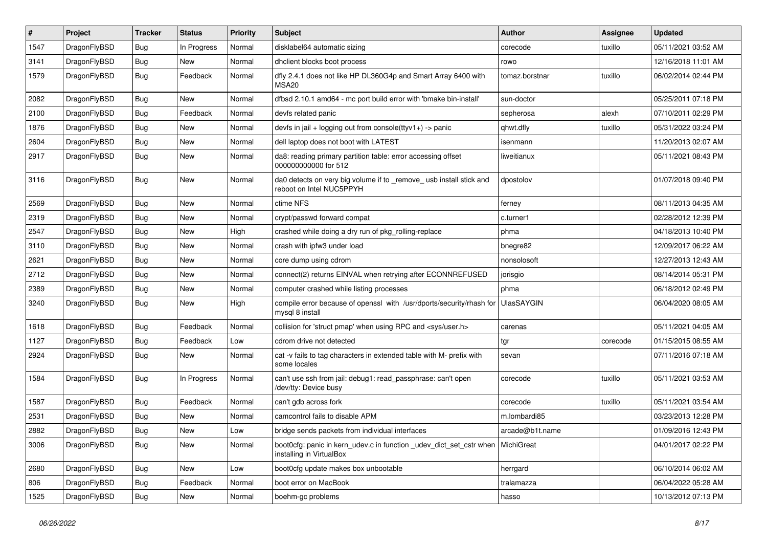| # | Project | Tracker | Status | Priority | Subject | Author | Assignee | Updated |
|---|---|---|---|---|---|---|---|---|
| 1547 | DragonFlyBSD | Bug | In Progress | Normal | disklabel64 automatic sizing | corecode | tuxillo | 05/11/2021 03:52 AM |
| 3141 | DragonFlyBSD | Bug | New | Normal | dhclient blocks boot process | rowo | | 12/16/2018 11:01 AM |
| 1579 | DragonFlyBSD | Bug | Feedback | Normal | dfly 2.4.1 does not like HP DL360G4p and Smart Array 6400 with MSA20 | tomaz.borstnar | tuxillo | 06/02/2014 02:44 PM |
| 2082 | DragonFlyBSD | Bug | New | Normal | dfbsd 2.10.1 amd64 - mc port build error with 'bmake bin-install' | sun-doctor | | 05/25/2011 07:18 PM |
| 2100 | DragonFlyBSD | Bug | Feedback | Normal | devfs related panic | sepherosa | alexh | 07/10/2011 02:29 PM |
| 1876 | DragonFlyBSD | Bug | New | Normal | devfs in jail + logging out from console(ttyv1+) -> panic | qhwt.dfly | tuxillo | 05/31/2022 03:24 PM |
| 2604 | DragonFlyBSD | Bug | New | Normal | dell laptop does not boot with LATEST | isenmann | | 11/20/2013 02:07 AM |
| 2917 | DragonFlyBSD | Bug | New | Normal | da8: reading primary partition table: error accessing offset 000000000000 for 512 | liweitianux | | 05/11/2021 08:43 PM |
| 3116 | DragonFlyBSD | Bug | New | Normal | da0 detects on very big volume if to _remove_ usb install stick and reboot on Intel NUC5PPYH | dpostolov | | 01/07/2018 09:40 PM |
| 2569 | DragonFlyBSD | Bug | New | Normal | ctime NFS | ferney | | 08/11/2013 04:35 AM |
| 2319 | DragonFlyBSD | Bug | New | Normal | crypt/passwd forward compat | c.turner1 | | 02/28/2012 12:39 PM |
| 2547 | DragonFlyBSD | Bug | New | High | crashed while doing a dry run of pkg_rolling-replace | phma | | 04/18/2013 10:40 PM |
| 3110 | DragonFlyBSD | Bug | New | Normal | crash with ipfw3 under load | bnegre82 | | 12/09/2017 06:22 AM |
| 2621 | DragonFlyBSD | Bug | New | Normal | core dump using cdrom | nonsolosoft | | 12/27/2013 12:43 AM |
| 2712 | DragonFlyBSD | Bug | New | Normal | connect(2) returns EINVAL when retrying after ECONNREFUSED | jorisgio | | 08/14/2014 05:31 PM |
| 2389 | DragonFlyBSD | Bug | New | Normal | computer crashed while listing processes | phma | | 06/18/2012 02:49 PM |
| 3240 | DragonFlyBSD | Bug | New | High | compile error because of openssl with /usr/dports/security/rhash for mysql 8 install | UlasSAYGIN | | 06/04/2020 08:05 AM |
| 1618 | DragonFlyBSD | Bug | Feedback | Normal | collision for 'struct pmap' when using RPC and <sys/user.h> | carenas | | 05/11/2021 04:05 AM |
| 1127 | DragonFlyBSD | Bug | Feedback | Low | cdrom drive not detected | tgr | corecode | 01/15/2015 08:55 AM |
| 2924 | DragonFlyBSD | Bug | New | Normal | cat -v fails to tag characters in extended table with M- prefix with some locales | sevan | | 07/11/2016 07:18 AM |
| 1584 | DragonFlyBSD | Bug | In Progress | Normal | can't use ssh from jail: debug1: read_passphrase: can't open /dev/tty: Device busy | corecode | tuxillo | 05/11/2021 03:53 AM |
| 1587 | DragonFlyBSD | Bug | Feedback | Normal | can't gdb across fork | corecode | tuxillo | 05/11/2021 03:54 AM |
| 2531 | DragonFlyBSD | Bug | New | Normal | camcontrol fails to disable APM | m.lombardi85 | | 03/23/2013 12:28 PM |
| 2882 | DragonFlyBSD | Bug | New | Low | bridge sends packets from individual interfaces | arcade@b1t.name | | 01/09/2016 12:43 PM |
| 3006 | DragonFlyBSD | Bug | New | Normal | boot0cfg: panic in kern_udev.c in function _udev_dict_set_cstr when installing in VirtualBox | MichiGreat | | 04/01/2017 02:22 PM |
| 2680 | DragonFlyBSD | Bug | New | Low | boot0cfg update makes box unbootable | herrgard | | 06/10/2014 06:02 AM |
| 806 | DragonFlyBSD | Bug | Feedback | Normal | boot error on MacBook | tralamazza | | 06/04/2022 05:28 AM |
| 1525 | DragonFlyBSD | Bug | New | Normal | boehm-gc problems | hasso | | 10/13/2012 07:13 PM |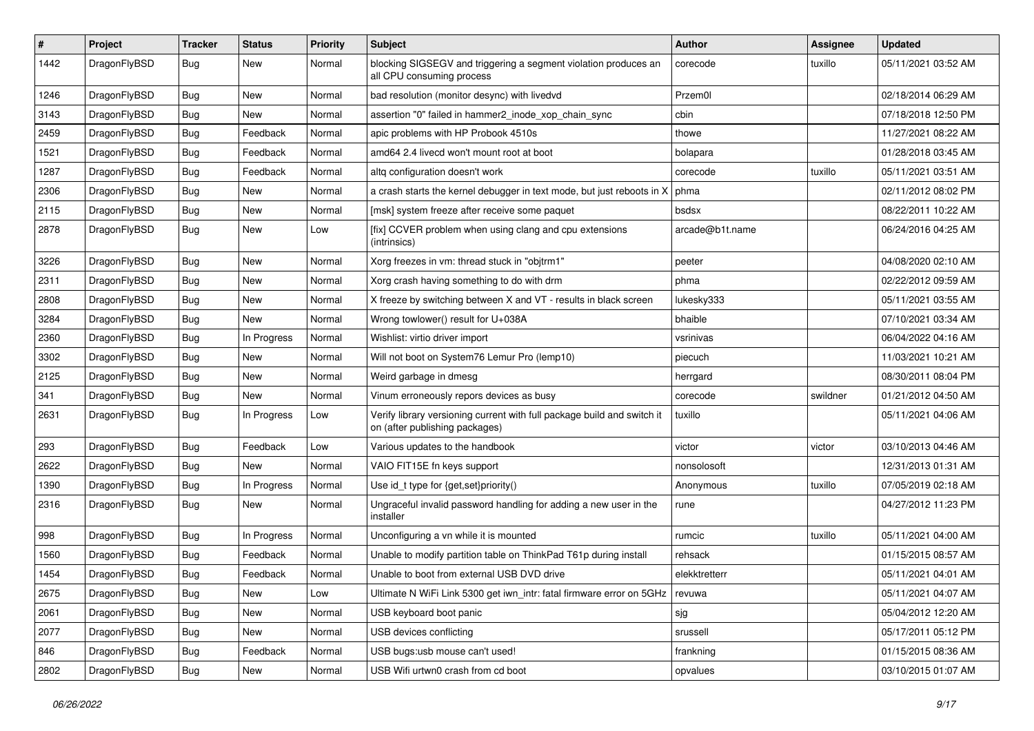| # | Project | Tracker | Status | Priority | Subject | Author | Assignee | Updated |
|---|---|---|---|---|---|---|---|---|
| 1442 | DragonFlyBSD | Bug | New | Normal | blocking SIGSEGV and triggering a segment violation produces an all CPU consuming process | corecode | tuxillo | 05/11/2021 03:52 AM |
| 1246 | DragonFlyBSD | Bug | New | Normal | bad resolution (monitor desync) with livedvd | Przem0l | | 02/18/2014 06:29 AM |
| 3143 | DragonFlyBSD | Bug | New | Normal | assertion "0" failed in hammer2_inode_xop_chain_sync | cbin | | 07/18/2018 12:50 PM |
| 2459 | DragonFlyBSD | Bug | Feedback | Normal | apic problems with HP Probook 4510s | thowe | | 11/27/2021 08:22 AM |
| 1521 | DragonFlyBSD | Bug | Feedback | Normal | amd64 2.4 livecd won't mount root at boot | bolapara | | 01/28/2018 03:45 AM |
| 1287 | DragonFlyBSD | Bug | Feedback | Normal | altq configuration doesn't work | corecode | tuxillo | 05/11/2021 03:51 AM |
| 2306 | DragonFlyBSD | Bug | New | Normal | a crash starts the kernel debugger in text mode, but just reboots in X | phma | | 02/11/2012 08:02 PM |
| 2115 | DragonFlyBSD | Bug | New | Normal | [msk] system freeze after receive some paquet | bsdsx | | 08/22/2011 10:22 AM |
| 2878 | DragonFlyBSD | Bug | New | Low | [fix] CCVER problem when using clang and cpu extensions (intrinsics) | arcade@b1t.name | | 06/24/2016 04:25 AM |
| 3226 | DragonFlyBSD | Bug | New | Normal | Xorg freezes in vm: thread stuck in "objtrm1" | peeter | | 04/08/2020 02:10 AM |
| 2311 | DragonFlyBSD | Bug | New | Normal | Xorg crash having something to do with drm | phma | | 02/22/2012 09:59 AM |
| 2808 | DragonFlyBSD | Bug | New | Normal | X freeze by switching between X and VT - results in black screen | lukesky333 | | 05/11/2021 03:55 AM |
| 3284 | DragonFlyBSD | Bug | New | Normal | Wrong towlower() result for U+038A | bhaible | | 07/10/2021 03:34 AM |
| 2360 | DragonFlyBSD | Bug | In Progress | Normal | Wishlist: virtio driver import | vsrinivas | | 06/04/2022 04:16 AM |
| 3302 | DragonFlyBSD | Bug | New | Normal | Will not boot on System76 Lemur Pro (lemp10) | piecuch | | 11/03/2021 10:21 AM |
| 2125 | DragonFlyBSD | Bug | New | Normal | Weird garbage in dmesg | herrgard | | 08/30/2011 08:04 PM |
| 341 | DragonFlyBSD | Bug | New | Normal | Vinum erroneously repors devices as busy | corecode | swildner | 01/21/2012 04:50 AM |
| 2631 | DragonFlyBSD | Bug | In Progress | Low | Verify library versioning current with full package build and switch it on (after publishing packages) | tuxillo | | 05/11/2021 04:06 AM |
| 293 | DragonFlyBSD | Bug | Feedback | Low | Various updates to the handbook | victor | victor | 03/10/2013 04:46 AM |
| 2622 | DragonFlyBSD | Bug | New | Normal | VAIO FIT15E fn keys support | nonsolosoft | | 12/31/2013 01:31 AM |
| 1390 | DragonFlyBSD | Bug | In Progress | Normal | Use id_t type for {get,set}priority() | Anonymous | tuxillo | 07/05/2019 02:18 AM |
| 2316 | DragonFlyBSD | Bug | New | Normal | Ungraceful invalid password handling for adding a new user in the installer | rune | | 04/27/2012 11:23 PM |
| 998 | DragonFlyBSD | Bug | In Progress | Normal | Unconfiguring a vn while it is mounted | rumcic | tuxillo | 05/11/2021 04:00 AM |
| 1560 | DragonFlyBSD | Bug | Feedback | Normal | Unable to modify partition table on ThinkPad T61p during install | rehsack | | 01/15/2015 08:57 AM |
| 1454 | DragonFlyBSD | Bug | Feedback | Normal | Unable to boot from external USB DVD drive | elekktretterr | | 05/11/2021 04:01 AM |
| 2675 | DragonFlyBSD | Bug | New | Low | Ultimate N WiFi Link 5300 get iwn_intr: fatal firmware error on 5GHz | revuwa | | 05/11/2021 04:07 AM |
| 2061 | DragonFlyBSD | Bug | New | Normal | USB keyboard boot panic | sjg | | 05/04/2012 12:20 AM |
| 2077 | DragonFlyBSD | Bug | New | Normal | USB devices conflicting | srussell | | 05/17/2011 05:12 PM |
| 846 | DragonFlyBSD | Bug | Feedback | Normal | USB bugs:usb mouse can't used! | frankning | | 01/15/2015 08:36 AM |
| 2802 | DragonFlyBSD | Bug | New | Normal | USB Wifi urtwn0 crash from cd boot | opvalues | | 03/10/2015 01:07 AM |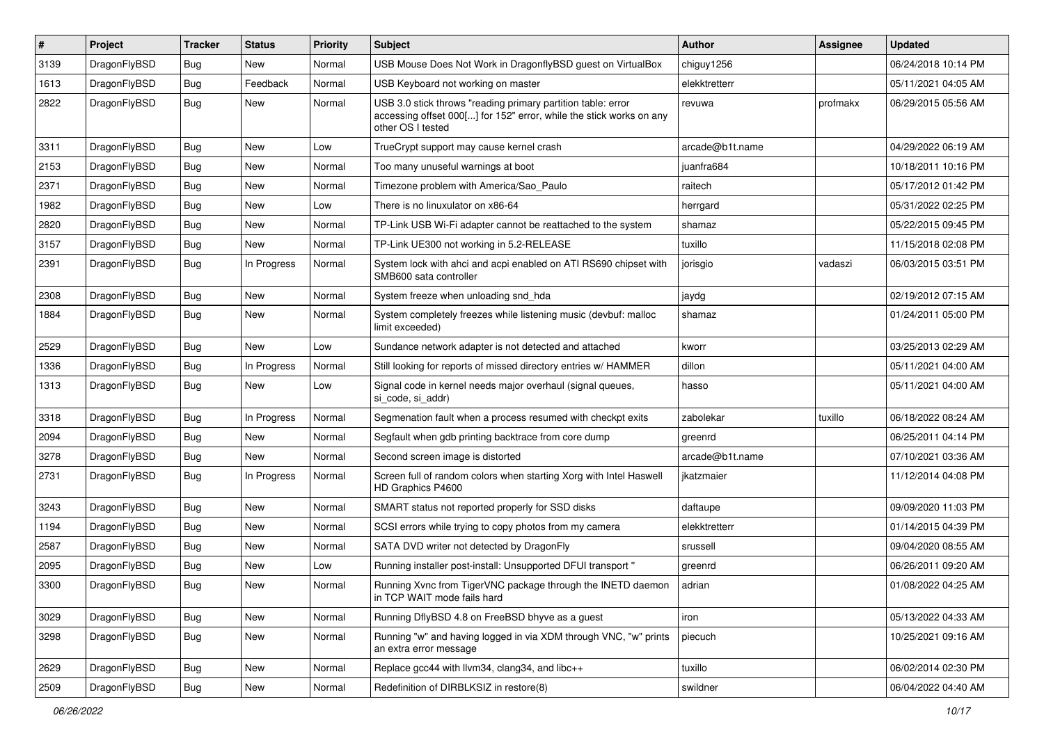| # | Project | Tracker | Status | Priority | Subject | Author | Assignee | Updated |
|---|---|---|---|---|---|---|---|---|
| 3139 | DragonFlyBSD | Bug | New | Normal | USB Mouse Does Not Work in DragonflyBSD guest on VirtualBox | chiguy1256 | | 06/24/2018 10:14 PM |
| 1613 | DragonFlyBSD | Bug | Feedback | Normal | USB Keyboard not working on master | elekktretterr | | 05/11/2021 04:05 AM |
| 2822 | DragonFlyBSD | Bug | New | Normal | USB 3.0 stick throws "reading primary partition table: error accessing offset 000[...] for 152" error, while the stick works on any other OS I tested | revuwa | profmakx | 06/29/2015 05:56 AM |
| 3311 | DragonFlyBSD | Bug | New | Low | TrueCrypt support may cause kernel crash | arcade@b1t.name | | 04/29/2022 06:19 AM |
| 2153 | DragonFlyBSD | Bug | New | Normal | Too many unuseful warnings at boot | juanfra684 | | 10/18/2011 10:16 PM |
| 2371 | DragonFlyBSD | Bug | New | Normal | Timezone problem with America/Sao_Paulo | raitech | | 05/17/2012 01:42 PM |
| 1982 | DragonFlyBSD | Bug | New | Low | There is no linuxulator on x86-64 | herrgard | | 05/31/2022 02:25 PM |
| 2820 | DragonFlyBSD | Bug | New | Normal | TP-Link USB Wi-Fi adapter cannot be reattached to the system | shamaz | | 05/22/2015 09:45 PM |
| 3157 | DragonFlyBSD | Bug | New | Normal | TP-Link UE300 not working in 5.2-RELEASE | tuxillo | | 11/15/2018 02:08 PM |
| 2391 | DragonFlyBSD | Bug | In Progress | Normal | System lock with ahci and acpi enabled on ATI RS690 chipset with SMB600 sata controller | jorisgio | vadaszi | 06/03/2015 03:51 PM |
| 2308 | DragonFlyBSD | Bug | New | Normal | System freeze when unloading snd_hda | jaydg | | 02/19/2012 07:15 AM |
| 1884 | DragonFlyBSD | Bug | New | Normal | System completely freezes while listening music (devbuf: malloc limit exceeded) | shamaz | | 01/24/2011 05:00 PM |
| 2529 | DragonFlyBSD | Bug | New | Low | Sundance network adapter is not detected and attached | kworr | | 03/25/2013 02:29 AM |
| 1336 | DragonFlyBSD | Bug | In Progress | Normal | Still looking for reports of missed directory entries w/ HAMMER | dillon | | 05/11/2021 04:00 AM |
| 1313 | DragonFlyBSD | Bug | New | Low | Signal code in kernel needs major overhaul (signal queues, si_code, si_addr) | hasso | | 05/11/2021 04:00 AM |
| 3318 | DragonFlyBSD | Bug | In Progress | Normal | Segmenation fault when a process resumed with checkpt exits | zabolekar | tuxillo | 06/18/2022 08:24 AM |
| 2094 | DragonFlyBSD | Bug | New | Normal | Segfault when gdb printing backtrace from core dump | greenrd | | 06/25/2011 04:14 PM |
| 3278 | DragonFlyBSD | Bug | New | Normal | Second screen image is distorted | arcade@b1t.name | | 07/10/2021 03:36 AM |
| 2731 | DragonFlyBSD | Bug | In Progress | Normal | Screen full of random colors when starting Xorg with Intel Haswell HD Graphics P4600 | jkatzmaier | | 11/12/2014 04:08 PM |
| 3243 | DragonFlyBSD | Bug | New | Normal | SMART status not reported properly for SSD disks | daftaupe | | 09/09/2020 11:03 PM |
| 1194 | DragonFlyBSD | Bug | New | Normal | SCSI errors while trying to copy photos from my camera | elekktretterr | | 01/14/2015 04:39 PM |
| 2587 | DragonFlyBSD | Bug | New | Normal | SATA DVD writer not detected by DragonFly | srussell | | 09/04/2020 08:55 AM |
| 2095 | DragonFlyBSD | Bug | New | Low | Running installer post-install: Unsupported DFUI transport " | greenrd | | 06/26/2011 09:20 AM |
| 3300 | DragonFlyBSD | Bug | New | Normal | Running Xvnc from TigerVNC package through the INETD daemon in TCP WAIT mode fails hard | adrian | | 01/08/2022 04:25 AM |
| 3029 | DragonFlyBSD | Bug | New | Normal | Running DflyBSD 4.8 on FreeBSD bhyve as a guest | iron | | 05/13/2022 04:33 AM |
| 3298 | DragonFlyBSD | Bug | New | Normal | Running "w" and having logged in via XDM through VNC, "w" prints an extra error message | piecuch | | 10/25/2021 09:16 AM |
| 2629 | DragonFlyBSD | Bug | New | Normal | Replace gcc44 with llvm34, clang34, and libc++ | tuxillo | | 06/02/2014 02:30 PM |
| 2509 | DragonFlyBSD | Bug | New | Normal | Redefinition of DIRBLKSIZ in restore(8) | swildner | | 06/04/2022 04:40 AM |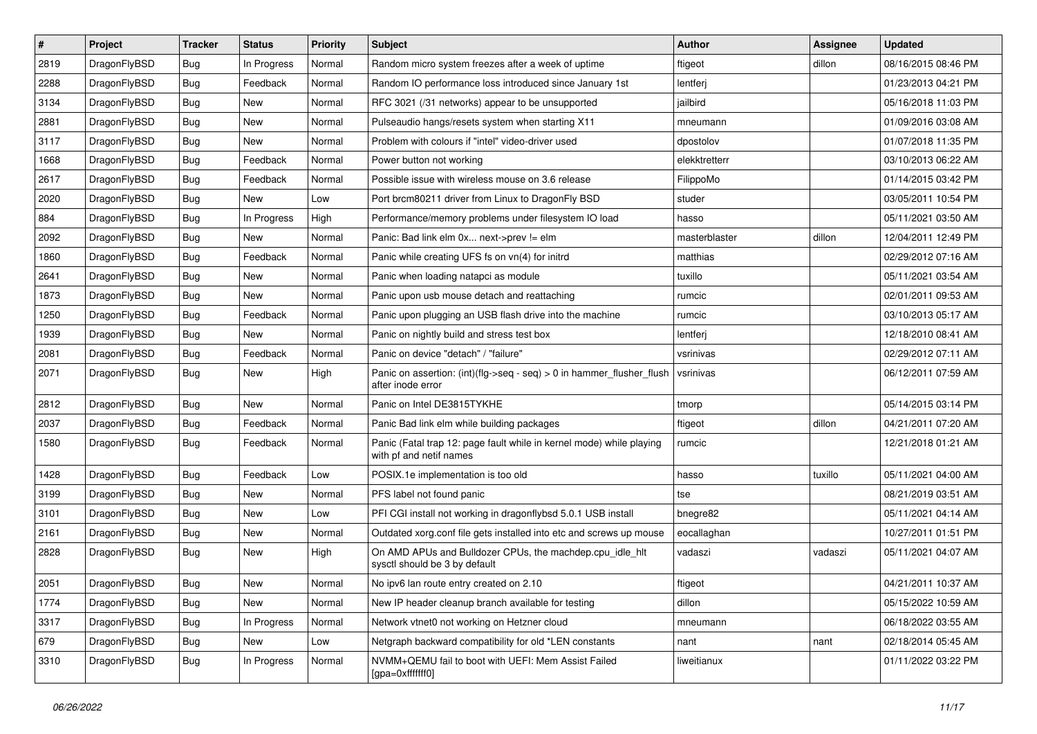| # | Project | Tracker | Status | Priority | Subject | Author | Assignee | Updated |
|---|---|---|---|---|---|---|---|---|
| 2819 | DragonFlyBSD | Bug | In Progress | Normal | Random micro system freezes after a week of uptime | ftigeot | dillon | 08/16/2015 08:46 PM |
| 2288 | DragonFlyBSD | Bug | Feedback | Normal | Random IO performance loss introduced since January 1st | lentferj | | 01/23/2013 04:21 PM |
| 3134 | DragonFlyBSD | Bug | New | Normal | RFC 3021 (/31 networks) appear to be unsupported | jailbird | | 05/16/2018 11:03 PM |
| 2881 | DragonFlyBSD | Bug | New | Normal | Pulseaudio hangs/resets system when starting X11 | mneumann | | 01/09/2016 03:08 AM |
| 3117 | DragonFlyBSD | Bug | New | Normal | Problem with colours if "intel" video-driver used | dpostolov | | 01/07/2018 11:35 PM |
| 1668 | DragonFlyBSD | Bug | Feedback | Normal | Power button not working | elekktretterr | | 03/10/2013 06:22 AM |
| 2617 | DragonFlyBSD | Bug | Feedback | Normal | Possible issue with wireless mouse on 3.6 release | FilippoMo | | 01/14/2015 03:42 PM |
| 2020 | DragonFlyBSD | Bug | New | Low | Port brcm80211 driver from Linux to DragonFly BSD | studer | | 03/05/2011 10:54 PM |
| 884 | DragonFlyBSD | Bug | In Progress | High | Performance/memory problems under filesystem IO load | hasso | | 05/11/2021 03:50 AM |
| 2092 | DragonFlyBSD | Bug | New | Normal | Panic: Bad link elm 0x... next->prev != elm | masterblaster | dillon | 12/04/2011 12:49 PM |
| 1860 | DragonFlyBSD | Bug | Feedback | Normal | Panic while creating UFS fs on vn(4) for initrd | matthias | | 02/29/2012 07:16 AM |
| 2641 | DragonFlyBSD | Bug | New | Normal | Panic when loading natapci as module | tuxillo | | 05/11/2021 03:54 AM |
| 1873 | DragonFlyBSD | Bug | New | Normal | Panic upon usb mouse detach and reattaching | rumcic | | 02/01/2011 09:53 AM |
| 1250 | DragonFlyBSD | Bug | Feedback | Normal | Panic upon plugging an USB flash drive into the machine | rumcic | | 03/10/2013 05:17 AM |
| 1939 | DragonFlyBSD | Bug | New | Normal | Panic on nightly build and stress test box | lentferj | | 12/18/2010 08:41 AM |
| 2081 | DragonFlyBSD | Bug | Feedback | Normal | Panic on device "detach" / "failure" | vsrinivas | | 02/29/2012 07:11 AM |
| 2071 | DragonFlyBSD | Bug | New | High | Panic on assertion: (int)(flg->seq - seq) > 0 in hammer_flusher_flush after inode error | vsrinivas | | 06/12/2011 07:59 AM |
| 2812 | DragonFlyBSD | Bug | New | Normal | Panic on Intel DE3815TYKHE | tmorp | | 05/14/2015 03:14 PM |
| 2037 | DragonFlyBSD | Bug | Feedback | Normal | Panic Bad link elm while building packages | ftigeot | dillon | 04/21/2011 07:20 AM |
| 1580 | DragonFlyBSD | Bug | Feedback | Normal | Panic (Fatal trap 12: page fault while in kernel mode) while playing with pf and netif names | rumcic | | 12/21/2018 01:21 AM |
| 1428 | DragonFlyBSD | Bug | Feedback | Low | POSIX.1e implementation is too old | hasso | tuxillo | 05/11/2021 04:00 AM |
| 3199 | DragonFlyBSD | Bug | New | Normal | PFS label not found panic | tse | | 08/21/2019 03:51 AM |
| 3101 | DragonFlyBSD | Bug | New | Low | PFI CGI install not working in dragonflybsd 5.0.1 USB install | bnegre82 | | 05/11/2021 04:14 AM |
| 2161 | DragonFlyBSD | Bug | New | Normal | Outdated xorg.conf file gets installed into etc and screws up mouse | eocallaghan | | 10/27/2011 01:51 PM |
| 2828 | DragonFlyBSD | Bug | New | High | On AMD APUs and Bulldozer CPUs, the machdep.cpu_idle_hlt sysctl should be 3 by default | vadaszi | vadaszi | 05/11/2021 04:07 AM |
| 2051 | DragonFlyBSD | Bug | New | Normal | No ipv6 lan route entry created on 2.10 | ftigeot | | 04/21/2011 10:37 AM |
| 1774 | DragonFlyBSD | Bug | New | Normal | New IP header cleanup branch available for testing | dillon | | 05/15/2022 10:59 AM |
| 3317 | DragonFlyBSD | Bug | In Progress | Normal | Network vtnet0 not working on Hetzner cloud | mneumann | | 06/18/2022 03:55 AM |
| 679 | DragonFlyBSD | Bug | New | Low | Netgraph backward compatibility for old *LEN constants | nant | nant | 02/18/2014 05:45 AM |
| 3310 | DragonFlyBSD | Bug | In Progress | Normal | NVMM+QEMU fail to boot with UEFI: Mem Assist Failed [gpa=0xfffffff0] | liweitianux | | 01/11/2022 03:22 PM |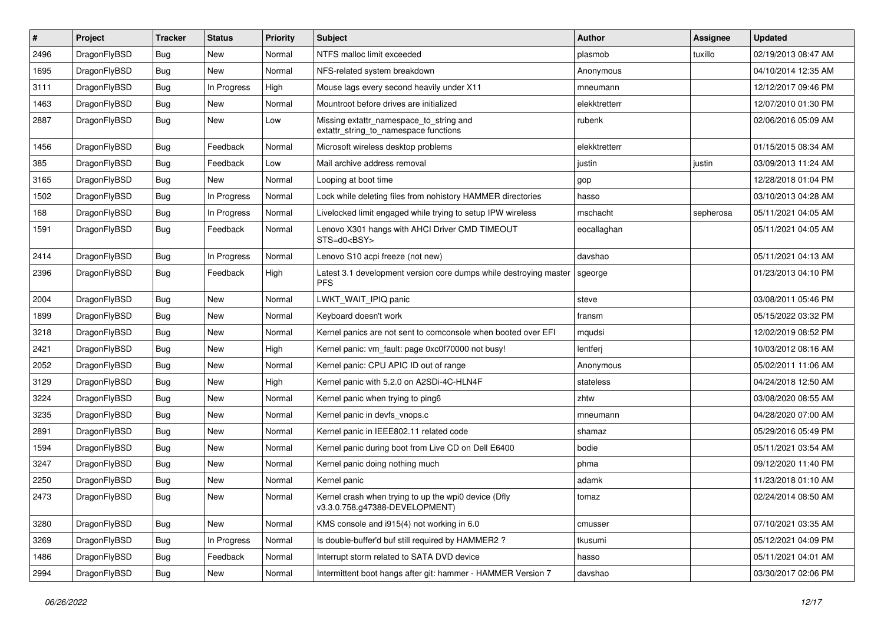| # | Project | Tracker | Status | Priority | Subject | Author | Assignee | Updated |
|---|---|---|---|---|---|---|---|---|
| 2496 | DragonFlyBSD | Bug | New | Normal | NTFS malloc limit exceeded | plasmob | tuxillo | 02/19/2013 08:47 AM |
| 1695 | DragonFlyBSD | Bug | New | Normal | NFS-related system breakdown | Anonymous | | 04/10/2014 12:35 AM |
| 3111 | DragonFlyBSD | Bug | In Progress | High | Mouse lags every second heavily under X11 | mneumann | | 12/12/2017 09:46 PM |
| 1463 | DragonFlyBSD | Bug | New | Normal | Mountroot before drives are initialized | elekktretterr | | 12/07/2010 01:30 PM |
| 2887 | DragonFlyBSD | Bug | New | Low | Missing extattr_namespace_to_string and extattr_string_to_namespace functions | rubenk | | 02/06/2016 05:09 AM |
| 1456 | DragonFlyBSD | Bug | Feedback | Normal | Microsoft wireless desktop problems | elekktretterr | | 01/15/2015 08:34 AM |
| 385 | DragonFlyBSD | Bug | Feedback | Low | Mail archive address removal | justin | justin | 03/09/2013 11:24 AM |
| 3165 | DragonFlyBSD | Bug | New | Normal | Looping at boot time | gop | | 12/28/2018 01:04 PM |
| 1502 | DragonFlyBSD | Bug | In Progress | Normal | Lock while deleting files from nohistory HAMMER directories | hasso | | 03/10/2013 04:28 AM |
| 168 | DragonFlyBSD | Bug | In Progress | Normal | Livelocked limit engaged while trying to setup IPW wireless | mschacht | sepherosa | 05/11/2021 04:05 AM |
| 1591 | DragonFlyBSD | Bug | Feedback | Normal | Lenovo X301 hangs with AHCI Driver CMD TIMEOUT STS=d0<BSY> | eocallaghan | | 05/11/2021 04:05 AM |
| 2414 | DragonFlyBSD | Bug | In Progress | Normal | Lenovo S10 acpi freeze (not new) | davshao | | 05/11/2021 04:13 AM |
| 2396 | DragonFlyBSD | Bug | Feedback | High | Latest 3.1 development version core dumps while destroying master PFS | sgeorge | | 01/23/2013 04:10 PM |
| 2004 | DragonFlyBSD | Bug | New | Normal | LWKT_WAIT_IPIQ panic | steve | | 03/08/2011 05:46 PM |
| 1899 | DragonFlyBSD | Bug | New | Normal | Keyboard doesn't work | fransm | | 05/15/2022 03:32 PM |
| 3218 | DragonFlyBSD | Bug | New | Normal | Kernel panics are not sent to comconsole when booted over EFI | mqudsi | | 12/02/2019 08:52 PM |
| 2421 | DragonFlyBSD | Bug | New | High | Kernel panic: vm_fault: page 0xc0f70000 not busy! | lentferj | | 10/03/2012 08:16 AM |
| 2052 | DragonFlyBSD | Bug | New | Normal | Kernel panic: CPU APIC ID out of range | Anonymous | | 05/02/2011 11:06 AM |
| 3129 | DragonFlyBSD | Bug | New | High | Kernel panic with 5.2.0 on A2SDi-4C-HLN4F | stateless | | 04/24/2018 12:50 AM |
| 3224 | DragonFlyBSD | Bug | New | Normal | Kernel panic when trying to ping6 | zhtw | | 03/08/2020 08:55 AM |
| 3235 | DragonFlyBSD | Bug | New | Normal | Kernel panic in devfs_vnops.c | mneumann | | 04/28/2020 07:00 AM |
| 2891 | DragonFlyBSD | Bug | New | Normal | Kernel panic in IEEE802.11 related code | shamaz | | 05/29/2016 05:49 PM |
| 1594 | DragonFlyBSD | Bug | New | Normal | Kernel panic during boot from Live CD on Dell E6400 | bodie | | 05/11/2021 03:54 AM |
| 3247 | DragonFlyBSD | Bug | New | Normal | Kernel panic doing nothing much | phma | | 09/12/2020 11:40 PM |
| 2250 | DragonFlyBSD | Bug | New | Normal | Kernel panic | adamk | | 11/23/2018 01:10 AM |
| 2473 | DragonFlyBSD | Bug | New | Normal | Kernel crash when trying to up the wpi0 device (Dfly v3.3.0.758.g47388-DEVELOPMENT) | tomaz | | 02/24/2014 08:50 AM |
| 3280 | DragonFlyBSD | Bug | New | Normal | KMS console and i915(4) not working in 6.0 | cmusser | | 07/10/2021 03:35 AM |
| 3269 | DragonFlyBSD | Bug | In Progress | Normal | Is double-buffer'd buf still required by HAMMER2 ? | tkusumi | | 05/12/2021 04:09 PM |
| 1486 | DragonFlyBSD | Bug | Feedback | Normal | Interrupt storm related to SATA DVD device | hasso | | 05/11/2021 04:01 AM |
| 2994 | DragonFlyBSD | Bug | New | Normal | Intermittent boot hangs after git: hammer - HAMMER Version 7 | davshao | | 03/30/2017 02:06 PM |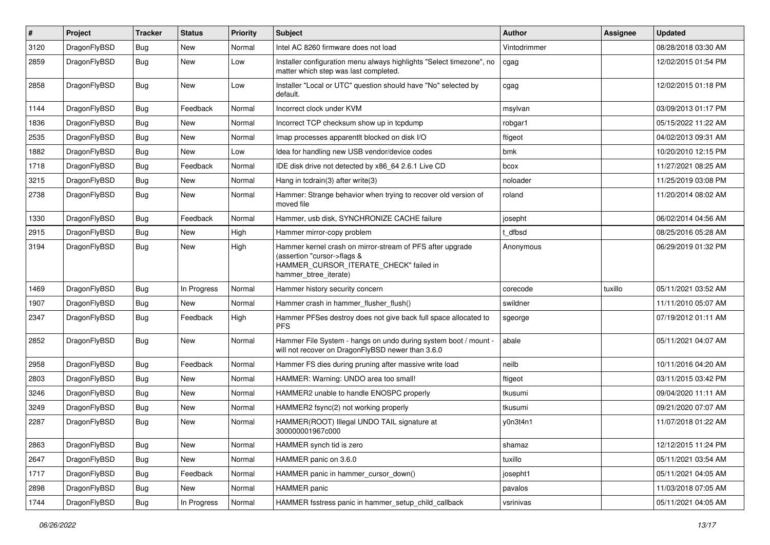| # | Project | Tracker | Status | Priority | Subject | Author | Assignee | Updated |
|---|---|---|---|---|---|---|---|---|
| 3120 | DragonFlyBSD | Bug | New | Normal | Intel AC 8260 firmware does not load | Vintodrimmer | | 08/28/2018 03:30 AM |
| 2859 | DragonFlyBSD | Bug | New | Low | Installer configuration menu always highlights "Select timezone", no matter which step was last completed. | cgag | | 12/02/2015 01:54 PM |
| 2858 | DragonFlyBSD | Bug | New | Low | Installer "Local or UTC" question should have "No" selected by default. | cgag | | 12/02/2015 01:18 PM |
| 1144 | DragonFlyBSD | Bug | Feedback | Normal | Incorrect clock under KVM | msylvan | | 03/09/2013 01:17 PM |
| 1836 | DragonFlyBSD | Bug | New | Normal | Incorrect TCP checksum show up in tcpdump | robgar1 | | 05/15/2022 11:22 AM |
| 2535 | DragonFlyBSD | Bug | New | Normal | Imap processes apparentlt blocked on disk I/O | ftigeot | | 04/02/2013 09:31 AM |
| 1882 | DragonFlyBSD | Bug | New | Low | Idea for handling new USB vendor/device codes | bmk | | 10/20/2010 12:15 PM |
| 1718 | DragonFlyBSD | Bug | Feedback | Normal | IDE disk drive not detected by x86_64 2.6.1 Live CD | bcox | | 11/27/2021 08:25 AM |
| 3215 | DragonFlyBSD | Bug | New | Normal | Hang in tcdrain(3) after write(3) | noloader | | 11/25/2019 03:08 PM |
| 2738 | DragonFlyBSD | Bug | New | Normal | Hammer: Strange behavior when trying to recover old version of moved file | roland | | 11/20/2014 08:02 AM |
| 1330 | DragonFlyBSD | Bug | Feedback | Normal | Hammer, usb disk, SYNCHRONIZE CACHE failure | josepht | | 06/02/2014 04:56 AM |
| 2915 | DragonFlyBSD | Bug | New | High | Hammer mirror-copy problem | t_dfbsd | | 08/25/2016 05:28 AM |
| 3194 | DragonFlyBSD | Bug | New | High | Hammer kernel crash on mirror-stream of PFS after upgrade (assertion "cursor->flags & HAMMER_CURSOR_ITERATE_CHECK" failed in hammer_btree_iterate) | Anonymous | | 06/29/2019 01:32 PM |
| 1469 | DragonFlyBSD | Bug | In Progress | Normal | Hammer history security concern | corecode | tuxillo | 05/11/2021 03:52 AM |
| 1907 | DragonFlyBSD | Bug | New | Normal | Hammer crash in hammer_flusher_flush() | swildner | | 11/11/2010 05:07 AM |
| 2347 | DragonFlyBSD | Bug | Feedback | High | Hammer PFSes destroy does not give back full space allocated to PFS | sgeorge | | 07/19/2012 01:11 AM |
| 2852 | DragonFlyBSD | Bug | New | Normal | Hammer File System - hangs on undo during system boot / mount - will not recover on DragonFlyBSD newer than 3.6.0 | abale | | 05/11/2021 04:07 AM |
| 2958 | DragonFlyBSD | Bug | Feedback | Normal | Hammer FS dies during pruning after massive write load | neilb | | 10/11/2016 04:20 AM |
| 2803 | DragonFlyBSD | Bug | New | Normal | HAMMER: Warning: UNDO area too small! | ftigeot | | 03/11/2015 03:42 PM |
| 3246 | DragonFlyBSD | Bug | New | Normal | HAMMER2 unable to handle ENOSPC properly | tkusumi | | 09/04/2020 11:11 AM |
| 3249 | DragonFlyBSD | Bug | New | Normal | HAMMER2 fsync(2) not working properly | tkusumi | | 09/21/2020 07:07 AM |
| 2287 | DragonFlyBSD | Bug | New | Normal | HAMMER(ROOT) Illegal UNDO TAIL signature at 300000001967c000 | y0n3t4n1 | | 11/07/2018 01:22 AM |
| 2863 | DragonFlyBSD | Bug | New | Normal | HAMMER synch tid is zero | shamaz | | 12/12/2015 11:24 PM |
| 2647 | DragonFlyBSD | Bug | New | Normal | HAMMER panic on 3.6.0 | tuxillo | | 05/11/2021 03:54 AM |
| 1717 | DragonFlyBSD | Bug | Feedback | Normal | HAMMER panic in hammer_cursor_down() | josepht1 | | 05/11/2021 04:05 AM |
| 2898 | DragonFlyBSD | Bug | New | Normal | HAMMER panic | pavalos | | 11/03/2018 07:05 AM |
| 1744 | DragonFlyBSD | Bug | In Progress | Normal | HAMMER fsstress panic in hammer_setup_child_callback | vsrinivas | | 05/11/2021 04:05 AM |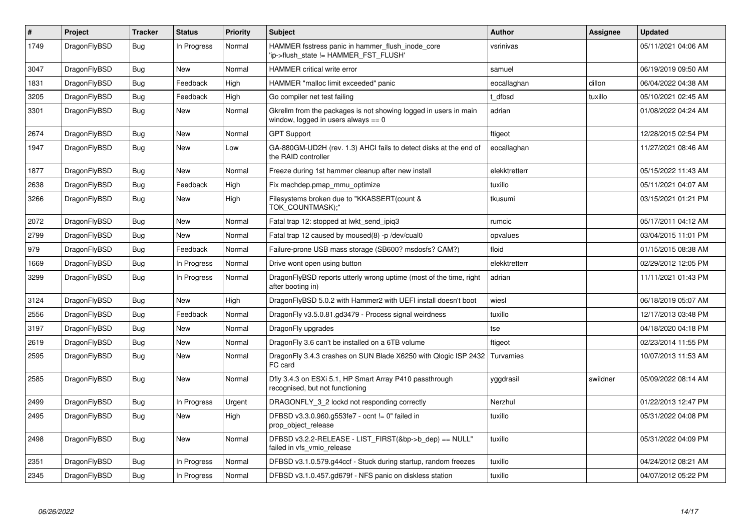| # | Project | Tracker | Status | Priority | Subject | Author | Assignee | Updated |
|---|---|---|---|---|---|---|---|---|
| 1749 | DragonFlyBSD | Bug | In Progress | Normal | HAMMER fsstress panic in hammer_flush_inode_core 'ip->flush_state != HAMMER_FST_FLUSH' | vsrinivas | | 05/11/2021 04:06 AM |
| 3047 | DragonFlyBSD | Bug | New | Normal | HAMMER critical write error | samuel | | 06/19/2019 09:50 AM |
| 1831 | DragonFlyBSD | Bug | Feedback | High | HAMMER "malloc limit exceeded" panic | eocallaghan | dillon | 06/04/2022 04:38 AM |
| 3205 | DragonFlyBSD | Bug | Feedback | High | Go compiler net test failing | t_dfbsd | tuxillo | 05/10/2021 02:45 AM |
| 3301 | DragonFlyBSD | Bug | New | Normal | Gkrellm from the packages is not showing logged in users in main window, logged in users always == 0 | adrian | | 01/08/2022 04:24 AM |
| 2674 | DragonFlyBSD | Bug | New | Normal | GPT Support | ftigeot | | 12/28/2015 02:54 PM |
| 1947 | DragonFlyBSD | Bug | New | Low | GA-880GM-UD2H (rev. 1.3) AHCI fails to detect disks at the end of the RAID controller | eocallaghan | | 11/27/2021 08:46 AM |
| 1877 | DragonFlyBSD | Bug | New | Normal | Freeze during 1st hammer cleanup after new install | elekktretterr | | 05/15/2022 11:43 AM |
| 2638 | DragonFlyBSD | Bug | Feedback | High | Fix machdep.pmap_mmu_optimize | tuxillo | | 05/11/2021 04:07 AM |
| 3266 | DragonFlyBSD | Bug | New | High | Filesystems broken due to "KKASSERT(count & TOK_COUNTMASK);" | tkusumi | | 03/15/2021 01:21 PM |
| 2072 | DragonFlyBSD | Bug | New | Normal | Fatal trap 12: stopped at lwkt_send_ipiq3 | rumcic | | 05/17/2011 04:12 AM |
| 2799 | DragonFlyBSD | Bug | New | Normal | Fatal trap 12 caused by moused(8) -p /dev/cual0 | opvalues | | 03/04/2015 11:01 PM |
| 979 | DragonFlyBSD | Bug | Feedback | Normal | Failure-prone USB mass storage (SB600? msdosfs? CAM?) | floid | | 01/15/2015 08:38 AM |
| 1669 | DragonFlyBSD | Bug | In Progress | Normal | Drive wont open using button | elekktretterr | | 02/29/2012 12:05 PM |
| 3299 | DragonFlyBSD | Bug | In Progress | Normal | DragonFlyBSD reports utterly wrong uptime (most of the time, right after booting in) | adrian | | 11/11/2021 01:43 PM |
| 3124 | DragonFlyBSD | Bug | New | High | DragonFlyBSD 5.0.2 with Hammer2 with UEFI install doesn't boot | wiesl | | 06/18/2019 05:07 AM |
| 2556 | DragonFlyBSD | Bug | Feedback | Normal | DragonFly v3.5.0.81.gd3479 - Process signal weirdness | tuxillo | | 12/17/2013 03:48 PM |
| 3197 | DragonFlyBSD | Bug | New | Normal | DragonFly upgrades | tse | | 04/18/2020 04:18 PM |
| 2619 | DragonFlyBSD | Bug | New | Normal | DragonFly 3.6 can't be installed on a 6TB volume | ftigeot | | 02/23/2014 11:55 PM |
| 2595 | DragonFlyBSD | Bug | New | Normal | DragonFly 3.4.3 crashes on SUN Blade X6250 with Qlogic ISP 2432 FC card | Turvamies | | 10/07/2013 11:53 AM |
| 2585 | DragonFlyBSD | Bug | New | Normal | Dfly 3.4.3 on ESXi 5.1, HP Smart Array P410 passthrough recognised, but not functioning | yggdrasil | swildner | 05/09/2022 08:14 AM |
| 2499 | DragonFlyBSD | Bug | In Progress | Urgent | DRAGONFLY_3_2 lockd not responding correctly | Nerzhul | | 01/22/2013 12:47 PM |
| 2495 | DragonFlyBSD | Bug | New | High | DFBSD v3.3.0.960.g553fe7 - ocnt != 0" failed in prop_object_release | tuxillo | | 05/31/2022 04:08 PM |
| 2498 | DragonFlyBSD | Bug | New | Normal | DFBSD v3.2.2-RELEASE - LIST_FIRST(&bp->b_dep) == NULL" failed in vfs_vmio_release | tuxillo | | 05/31/2022 04:09 PM |
| 2351 | DragonFlyBSD | Bug | In Progress | Normal | DFBSD v3.1.0.579.g44ccf - Stuck during startup, random freezes | tuxillo | | 04/24/2012 08:21 AM |
| 2345 | DragonFlyBSD | Bug | In Progress | Normal | DFBSD v3.1.0.457.gd679f - NFS panic on diskless station | tuxillo | | 04/07/2012 05:22 PM |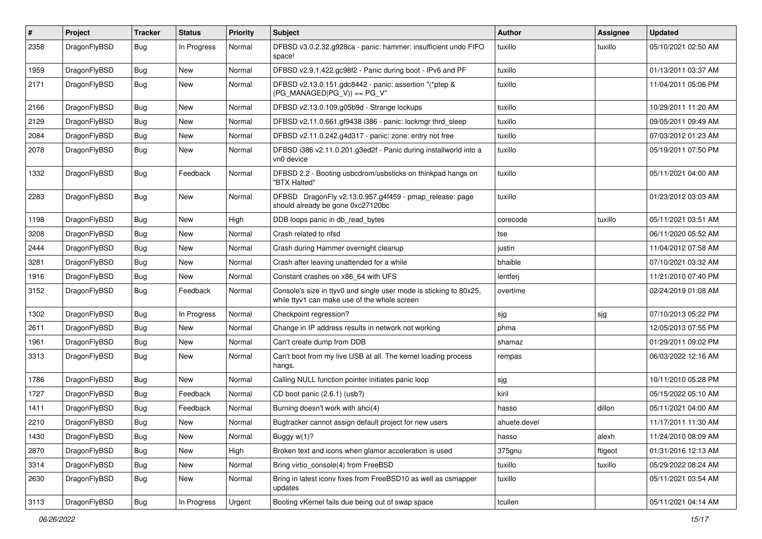| # | Project | Tracker | Status | Priority | Subject | Author | Assignee | Updated |
|---|---|---|---|---|---|---|---|---|
| 2358 | DragonFlyBSD | Bug | In Progress | Normal | DFBSD v3.0.2.32.g928ca - panic: hammer: insufficient undo FIFO space! | tuxillo | tuxillo | 05/10/2021 02:50 AM |
| 1959 | DragonFlyBSD | Bug | New | Normal | DFBSD v2.9.1.422.gc98f2 - Panic during boot - IPv6 and PF | tuxillo | | 01/13/2011 03:37 AM |
| 2171 | DragonFlyBSD | Bug | New | Normal | DFBSD v2.13.0.151.gdc8442 - panic: assertion "(*ptep & (PG_MANAGED\|PG_V)) == PG_V" | tuxillo | | 11/04/2011 05:06 PM |
| 2166 | DragonFlyBSD | Bug | New | Normal | DFBSD v2.13.0.109.g05b9d - Strange lockups | tuxillo | | 10/29/2011 11:20 AM |
| 2129 | DragonFlyBSD | Bug | New | Normal | DFBSD v2.11.0.661.gf9438 i386 - panic: lockmgr thrd_sleep | tuxillo | | 09/05/2011 09:49 AM |
| 2084 | DragonFlyBSD | Bug | New | Normal | DFBSD v2.11.0.242.g4d317 - panic: zone: entry not free | tuxillo | | 07/03/2012 01:23 AM |
| 2078 | DragonFlyBSD | Bug | New | Normal | DFBSD i386 v2.11.0.201.g3ed2f - Panic during installworld into a vn0 device | tuxillo | | 05/19/2011 07:50 PM |
| 1332 | DragonFlyBSD | Bug | Feedback | Normal | DFBSD 2.2 - Booting usbcdrom/usbsticks on thinkpad hangs on "BTX Halted" | tuxillo | | 05/11/2021 04:00 AM |
| 2283 | DragonFlyBSD | Bug | New | Normal | DFBSD DragonFly v2.13.0.957.g4f459 - pmap_release: page should already be gone 0xc27120bc | tuxillo | | 01/23/2012 03:03 AM |
| 1198 | DragonFlyBSD | Bug | New | High | DDB loops panic in db_read_bytes | corecode | tuxillo | 05/11/2021 03:51 AM |
| 3208 | DragonFlyBSD | Bug | New | Normal | Crash related to nfsd | tse | | 06/11/2020 05:52 AM |
| 2444 | DragonFlyBSD | Bug | New | Normal | Crash during Hammer overnight cleanup | justin | | 11/04/2012 07:58 AM |
| 3281 | DragonFlyBSD | Bug | New | Normal | Crash after leaving unattended for a while | bhaible | | 07/10/2021 03:32 AM |
| 1916 | DragonFlyBSD | Bug | New | Normal | Constant crashes on x86_64 with UFS | lentferj | | 11/21/2010 07:40 PM |
| 3152 | DragonFlyBSD | Bug | Feedback | Normal | Console's size in ttyv0 and single user mode is sticking to 80x25, while ttyv1 can make use of the whole screen | overtime | | 02/24/2019 01:08 AM |
| 1302 | DragonFlyBSD | Bug | In Progress | Normal | Checkpoint regression? | sjg | sjg | 07/10/2013 05:22 PM |
| 2611 | DragonFlyBSD | Bug | New | Normal | Change in IP address results in network not working | phma | | 12/05/2013 07:55 PM |
| 1961 | DragonFlyBSD | Bug | New | Normal | Can't create dump from DDB | shamaz | | 01/29/2011 09:02 PM |
| 3313 | DragonFlyBSD | Bug | New | Normal | Can't boot from my live USB at all. The kernel loading process hangs. | rempas | | 06/03/2022 12:16 AM |
| 1786 | DragonFlyBSD | Bug | New | Normal | Calling NULL function pointer initiates panic loop | sjg | | 10/11/2010 05:28 PM |
| 1727 | DragonFlyBSD | Bug | Feedback | Normal | CD boot panic (2.6.1) (usb?) | kiril | | 05/15/2022 05:10 AM |
| 1411 | DragonFlyBSD | Bug | Feedback | Normal | Burning doesn't work with ahci(4) | hasso | dillon | 05/11/2021 04:00 AM |
| 2210 | DragonFlyBSD | Bug | New | Normal | Bugtracker cannot assign default project for new users | ahuete.devel | | 11/17/2011 11:30 AM |
| 1430 | DragonFlyBSD | Bug | New | Normal | Buggy w(1)? | hasso | alexh | 11/24/2010 08:09 AM |
| 2870 | DragonFlyBSD | Bug | New | High | Broken text and icons when glamor acceleration is used | 375gnu | ftigeot | 01/31/2016 12:13 AM |
| 3314 | DragonFlyBSD | Bug | New | Normal | Bring virtio_console(4) from FreeBSD | tuxillo | tuxillo | 05/29/2022 08:24 AM |
| 2630 | DragonFlyBSD | Bug | New | Normal | Bring in latest iconv fixes from FreeBSD10 as well as csmapper updates | tuxillo | | 05/11/2021 03:54 AM |
| 3113 | DragonFlyBSD | Bug | In Progress | Urgent | Booting vKernel fails due being out of swap space | tcullen | | 05/11/2021 04:14 AM |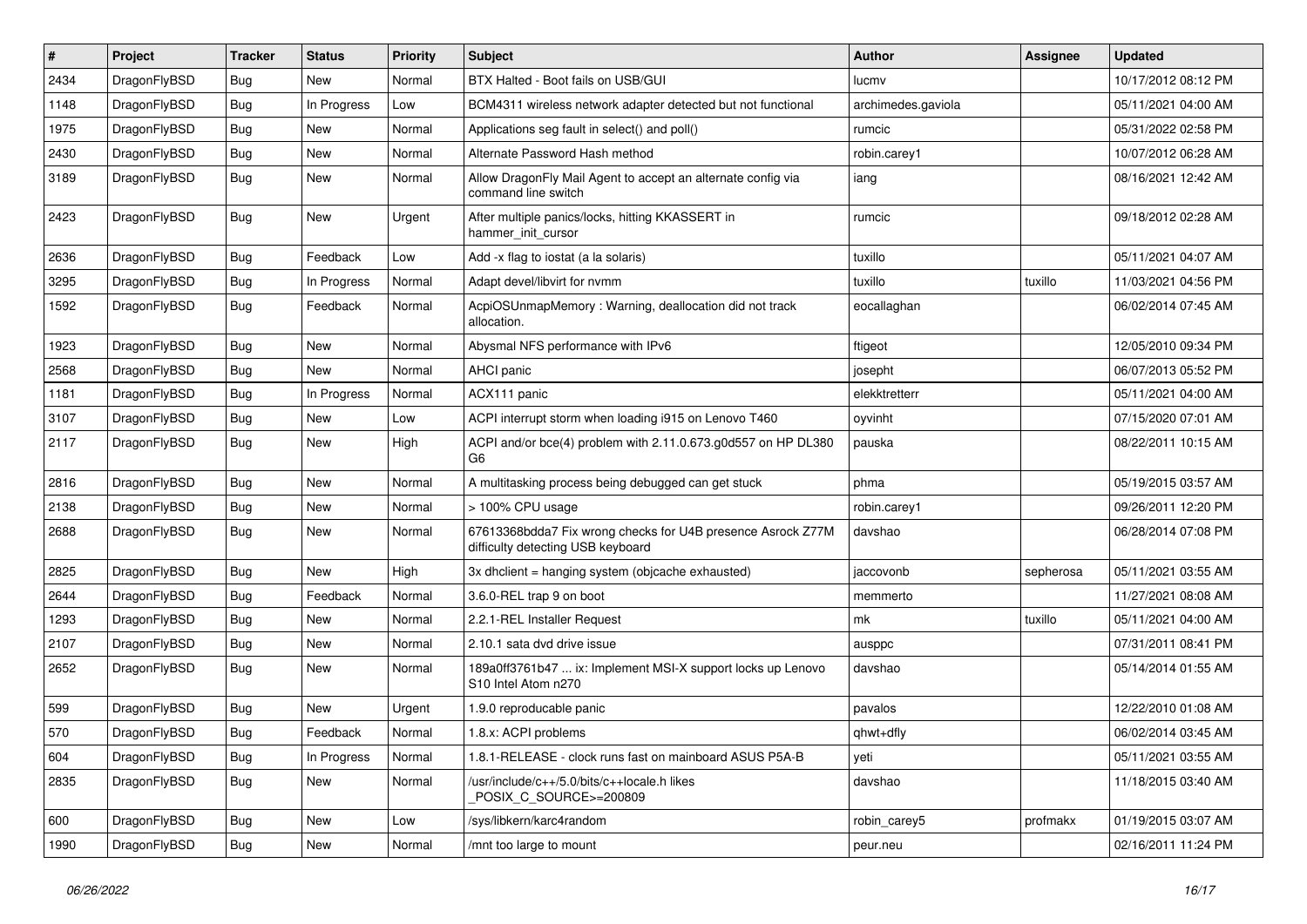| # | Project | Tracker | Status | Priority | Subject | Author | Assignee | Updated |
|---|---|---|---|---|---|---|---|---|
| 2434 | DragonFlyBSD | Bug | New | Normal | BTX Halted - Boot fails on USB/GUI | lucmv | | 10/17/2012 08:12 PM |
| 1148 | DragonFlyBSD | Bug | In Progress | Low | BCM4311 wireless network adapter detected but not functional | archimedes.gaviola | | 05/11/2021 04:00 AM |
| 1975 | DragonFlyBSD | Bug | New | Normal | Applications seg fault in select() and poll() | rumcic | | 05/31/2022 02:58 PM |
| 2430 | DragonFlyBSD | Bug | New | Normal | Alternate Password Hash method | robin.carey1 | | 10/07/2012 06:28 AM |
| 3189 | DragonFlyBSD | Bug | New | Normal | Allow DragonFly Mail Agent to accept an alternate config via command line switch | iang | | 08/16/2021 12:42 AM |
| 2423 | DragonFlyBSD | Bug | New | Urgent | After multiple panics/locks, hitting KKASSERT in hammer_init_cursor | rumcic | | 09/18/2012 02:28 AM |
| 2636 | DragonFlyBSD | Bug | Feedback | Low | Add -x flag to iostat (a la solaris) | tuxillo | | 05/11/2021 04:07 AM |
| 3295 | DragonFlyBSD | Bug | In Progress | Normal | Adapt devel/libvirt for nvmm | tuxillo | tuxillo | 11/03/2021 04:56 PM |
| 1592 | DragonFlyBSD | Bug | Feedback | Normal | AcpiOSUnmapMemory : Warning, deallocation did not track allocation. | eocallaghan | | 06/02/2014 07:45 AM |
| 1923 | DragonFlyBSD | Bug | New | Normal | Abysmal NFS performance with IPv6 | ftigeot | | 12/05/2010 09:34 PM |
| 2568 | DragonFlyBSD | Bug | New | Normal | AHCI panic | josepht | | 06/07/2013 05:52 PM |
| 1181 | DragonFlyBSD | Bug | In Progress | Normal | ACX111 panic | elekktretterr | | 05/11/2021 04:00 AM |
| 3107 | DragonFlyBSD | Bug | New | Low | ACPI interrupt storm when loading i915 on Lenovo T460 | oyvinht | | 07/15/2020 07:01 AM |
| 2117 | DragonFlyBSD | Bug | New | High | ACPI and/or bce(4) problem with 2.11.0.673.g0d557 on HP DL380 G6 | pauska | | 08/22/2011 10:15 AM |
| 2816 | DragonFlyBSD | Bug | New | Normal | A multitasking process being debugged can get stuck | phma | | 05/19/2015 03:57 AM |
| 2138 | DragonFlyBSD | Bug | New | Normal | > 100% CPU usage | robin.carey1 | | 09/26/2011 12:20 PM |
| 2688 | DragonFlyBSD | Bug | New | Normal | 67613368bdda7 Fix wrong checks for U4B presence Asrock Z77M difficulty detecting USB keyboard | davshao | | 06/28/2014 07:08 PM |
| 2825 | DragonFlyBSD | Bug | New | High | 3x dhclient = hanging system (objcache exhausted) | jaccovonb | sepherosa | 05/11/2021 03:55 AM |
| 2644 | DragonFlyBSD | Bug | Feedback | Normal | 3.6.0-REL trap 9 on boot | memmerto | | 11/27/2021 08:08 AM |
| 1293 | DragonFlyBSD | Bug | New | Normal | 2.2.1-REL Installer Request | mk | tuxillo | 05/11/2021 04:00 AM |
| 2107 | DragonFlyBSD | Bug | New | Normal | 2.10.1 sata dvd drive issue | ausppc | | 07/31/2011 08:41 PM |
| 2652 | DragonFlyBSD | Bug | New | Normal | 189a0ff3761b47 ... ix: Implement MSI-X support locks up Lenovo S10 Intel Atom n270 | davshao | | 05/14/2014 01:55 AM |
| 599 | DragonFlyBSD | Bug | New | Urgent | 1.9.0 reproducable panic | pavalos | | 12/22/2010 01:08 AM |
| 570 | DragonFlyBSD | Bug | Feedback | Normal | 1.8.x: ACPI problems | qhwt+dfly | | 06/02/2014 03:45 AM |
| 604 | DragonFlyBSD | Bug | In Progress | Normal | 1.8.1-RELEASE - clock runs fast on mainboard ASUS P5A-B | yeti | | 05/11/2021 03:55 AM |
| 2835 | DragonFlyBSD | Bug | New | Normal | /usr/include/c++/5.0/bits/c++locale.h likes _POSIX_C_SOURCE>=200809 | davshao | | 11/18/2015 03:40 AM |
| 600 | DragonFlyBSD | Bug | New | Low | /sys/libkern/karc4random | robin_carey5 | profmakx | 01/19/2015 03:07 AM |
| 1990 | DragonFlyBSD | Bug | New | Normal | /mnt too large to mount | peur.neu | | 02/16/2011 11:24 PM |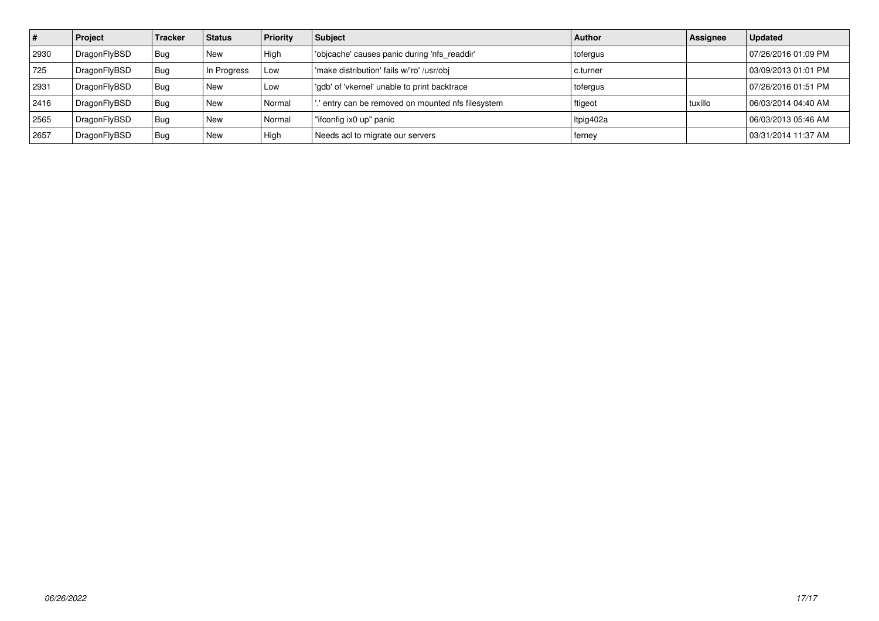| # | Project | Tracker | Status | Priority | Subject | Author | Assignee | Updated |
|---|---|---|---|---|---|---|---|---|
| 2930 | DragonFlyBSD | Bug | New | High | 'objcache' causes panic during 'nfs_readdir' | tofergus | | 07/26/2016 01:09 PM |
| 725 | DragonFlyBSD | Bug | In Progress | Low | 'make distribution' fails w/'ro' /usr/obj | c.turner | | 03/09/2013 01:01 PM |
| 2931 | DragonFlyBSD | Bug | New | Low | 'gdb' of 'vkernel' unable to print backtrace | tofergus | | 07/26/2016 01:51 PM |
| 2416 | DragonFlyBSD | Bug | New | Normal | '.' entry can be removed on mounted nfs filesystem | ftigeot | tuxillo | 06/03/2014 04:40 AM |
| 2565 | DragonFlyBSD | Bug | New | Normal | "ifconfig ix0 up" panic | Itpig402a | | 06/03/2013 05:46 AM |
| 2657 | DragonFlyBSD | Bug | New | High | Needs acl to migrate our servers | ferney | | 03/31/2014 11:37 AM |

*06/26/2022*